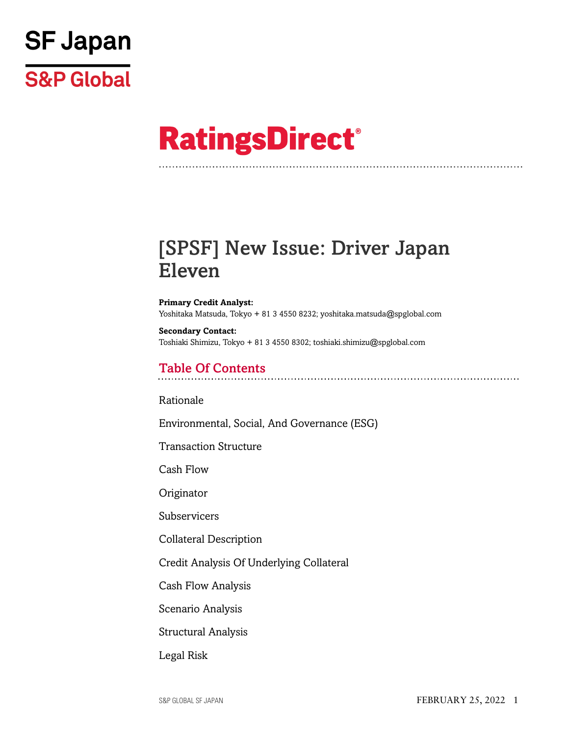SF Japan

S&P Global

# RatingsDirect®

## [SPSF] New Issue: Driver Japan Eleven

**Primary Credit Analyst:**
Yoshitaka Matsuda, Tokyo + 81 3 4550 8232; yoshitaka.matsuda@spglobal.com

**Secondary Contact:**
Toshiaki Shimizu, Tokyo + 81 3 4550 8302; toshiaki.shimizu@spglobal.com

## Table Of Contents

Rationale

Environmental, Social, And Governance (ESG)

Transaction Structure

Cash Flow

Originator

Subservicers

Collateral Description

Credit Analysis Of Underlying Collateral

Cash Flow Analysis

Scenario Analysis

Structural Analysis

Legal Risk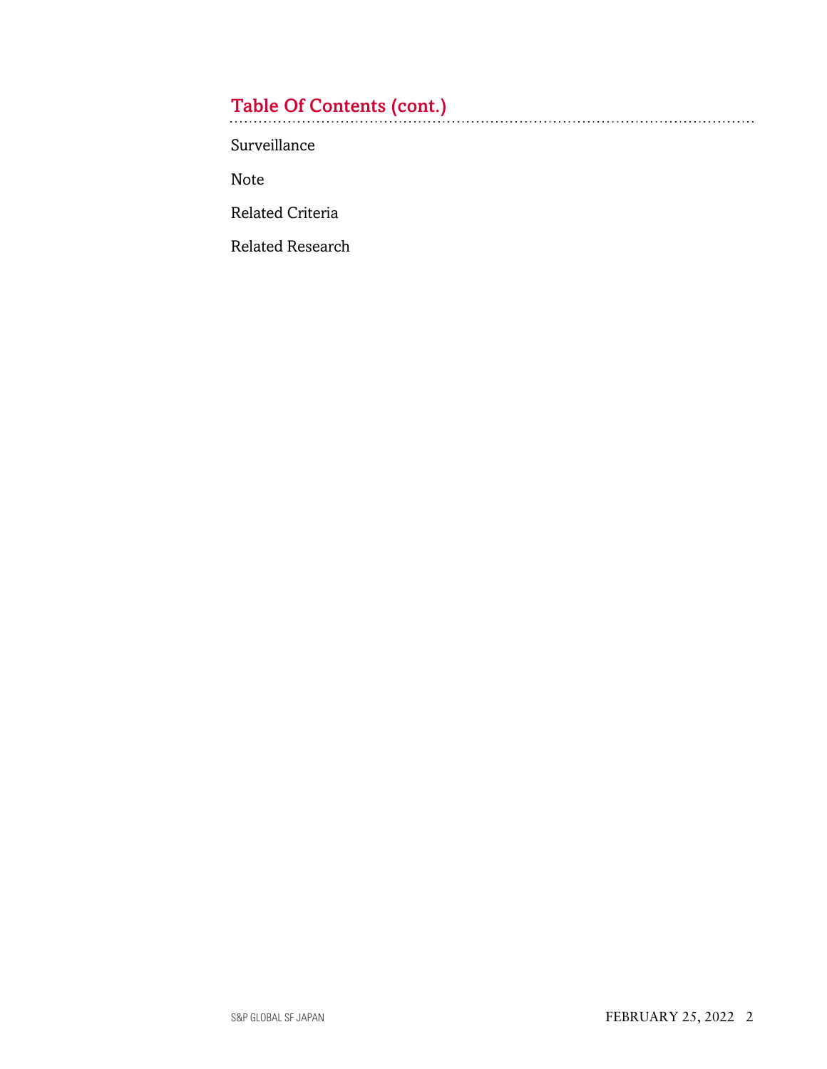## Table Of Contents (cont.)

Surveillance

Note

Related Criteria

Related Research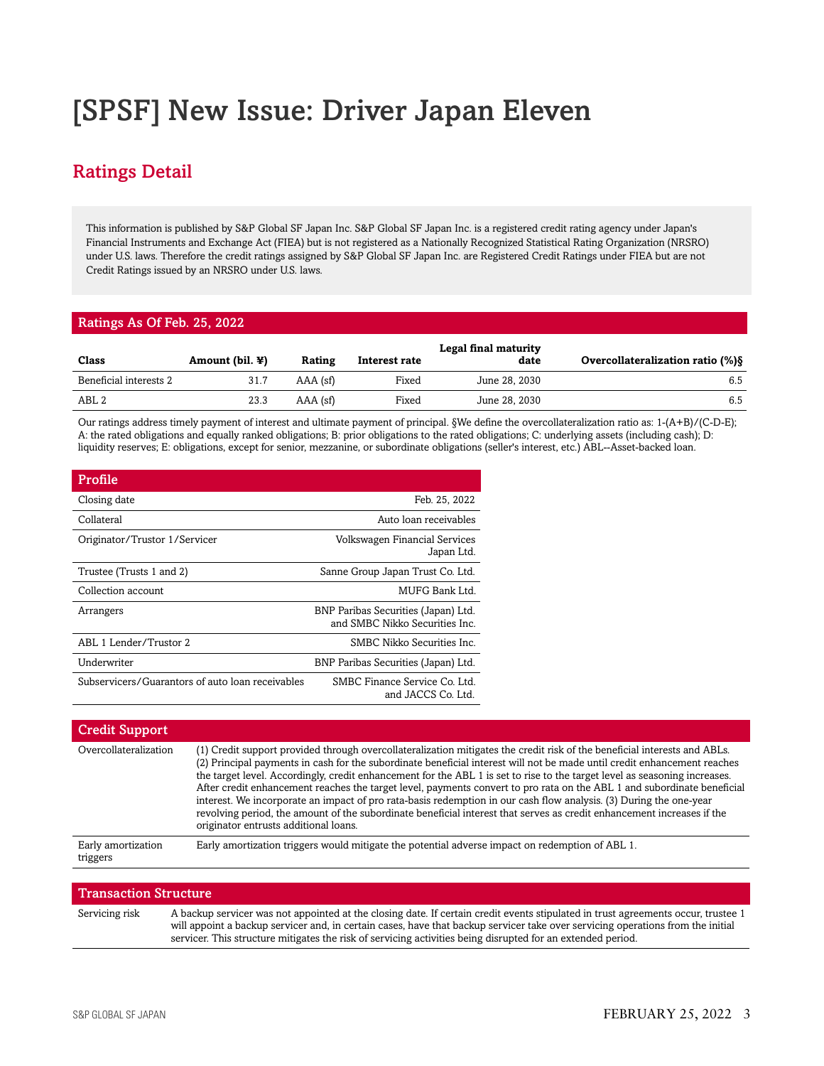# [SPSF] New Issue: Driver Japan Eleven

## Ratings Detail

This information is published by S&P Global SF Japan Inc. S&P Global SF Japan Inc. is a registered credit rating agency under Japan's Financial Instruments and Exchange Act (FIEA) but is not registered as a Nationally Recognized Statistical Rating Organization (NRSRO) under U.S. laws. Therefore the credit ratings assigned by S&P Global SF Japan Inc. are Registered Credit Ratings under FIEA but are not Credit Ratings issued by an NRSRO under U.S. laws.

### Ratings As Of Feb. 25, 2022

| Class | Amount (bil. ¥) | Rating | Interest rate | Legal final maturity date | Overcollateralization ratio (%)§ |
|---|---|---|---|---|---|
| Beneficial interests 2 | 31.7 | AAA (sf) | Fixed | June 28, 2030 | 6.5 |
| ABL 2 | 23.3 | AAA (sf) | Fixed | June 28, 2030 | 6.5 |

Our ratings address timely payment of interest and ultimate payment of principal. §We define the overcollateralization ratio as: 1-(A+B)/(C-D-E); A: the rated obligations and equally ranked obligations; B: prior obligations to the rated obligations; C: underlying assets (including cash); D: liquidity reserves; E: obligations, except for senior, mezzanine, or subordinate obligations (seller's interest, etc.) ABL--Asset-backed loan.

### Profile

| | |
|---|---|
| Closing date | Feb. 25, 2022 |
| Collateral | Auto loan receivables |
| Originator/Trustor 1/Servicer | Volkswagen Financial Services Japan Ltd. |
| Trustee (Trusts 1 and 2) | Sanne Group Japan Trust Co. Ltd. |
| Collection account | MUFG Bank Ltd. |
| Arrangers | BNP Paribas Securities (Japan) Ltd. and SMBC Nikko Securities Inc. |
| ABL 1 Lender/Trustor 2 | SMBC Nikko Securities Inc. |
| Underwriter | BNP Paribas Securities (Japan) Ltd. |
| Subservicers/Guarantors of auto loan receivables | SMBC Finance Service Co. Ltd. and JACCS Co. Ltd. |

### Credit Support

| | |
|---|---|
| Overcollateralization | (1) Credit support provided through overcollateralization mitigates the credit risk of the beneficial interests and ABLs. (2) Principal payments in cash for the subordinate beneficial interest will not be made until credit enhancement reaches the target level. Accordingly, credit enhancement for the ABL 1 is set to rise to the target level as seasoning increases. After credit enhancement reaches the target level, payments convert to pro rata on the ABL 1 and subordinate beneficial interest. We incorporate an impact of pro rata-basis redemption in our cash flow analysis. (3) During the one-year revolving period, the amount of the subordinate beneficial interest that serves as credit enhancement increases if the originator entrusts additional loans. |
| Early amortization triggers | Early amortization triggers would mitigate the potential adverse impact on redemption of ABL 1. |

### Transaction Structure

| | |
|---|---|
| Servicing risk | A backup servicer was not appointed at the closing date. If certain credit events stipulated in trust agreements occur, trustee 1 will appoint a backup servicer and, in certain cases, have that backup servicer take over servicing operations from the initial servicer. This structure mitigates the risk of servicing activities being disrupted for an extended period. |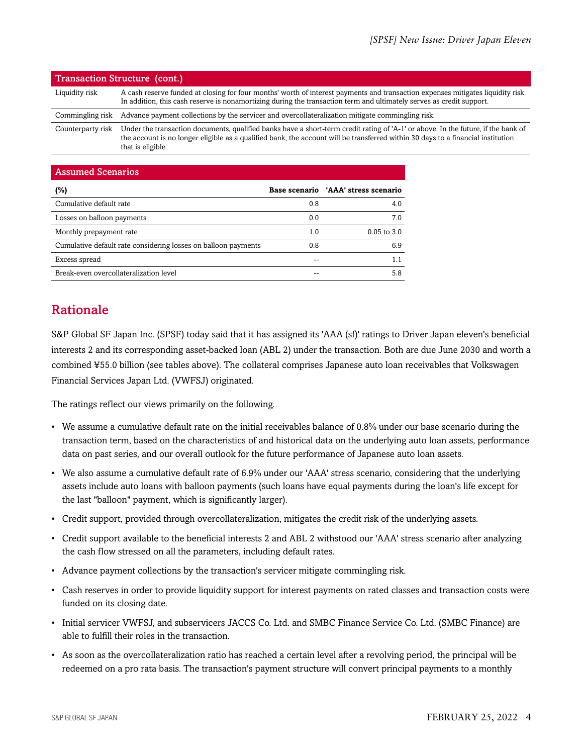| Transaction Structure (cont.) | |
|---|---|
| Liquidity risk | A cash reserve funded at closing for four months' worth of interest payments and transaction expenses mitigates liquidity risk. In addition, this cash reserve is nonamortizing during the transaction term and ultimately serves as credit support. |
| Commingling risk | Advance payment collections by the servicer and overcollateralization mitigate commingling risk. |
| Counterparty risk | Under the transaction documents, qualified banks have a short-term credit rating of 'A-1' or above. In the future, if the bank of the account is no longer eligible as a qualified bank, the account will be transferred within 30 days to a financial institution that is eligible. |

**Assumed Scenarios**

| (%) | Base scenario | 'AAA' stress scenario |
|---|---|---|
| Cumulative default rate | 0.8 | 4.0 |
| Losses on balloon payments | 0.0 | 7.0 |
| Monthly prepayment rate | 1.0 | 0.05 to 3.0 |
| Cumulative default rate considering losses on balloon payments | 0.8 | 6.9 |
| Excess spread | -- | 1.1 |
| Break-even overcollateralization level | -- | 5.8 |

## Rationale

S&P Global SF Japan Inc. (SPSF) today said that it has assigned its 'AAA (sf)' ratings to Driver Japan eleven's beneficial interests 2 and its corresponding asset-backed loan (ABL 2) under the transaction. Both are due June 2030 and worth a combined ¥55.0 billion (see tables above). The collateral comprises Japanese auto loan receivables that Volkswagen Financial Services Japan Ltd. (VWFSJ) originated.

The ratings reflect our views primarily on the following.

- We assume a cumulative default rate on the initial receivables balance of 0.8% under our base scenario during the transaction term, based on the characteristics of and historical data on the underlying auto loan assets, performance data on past series, and our overall outlook for the future performance of Japanese auto loan assets.
- We also assume a cumulative default rate of 6.9% under our 'AAA' stress scenario, considering that the underlying assets include auto loans with balloon payments (such loans have equal payments during the loan's life except for the last "balloon" payment, which is significantly larger).
- Credit support, provided through overcollateralization, mitigates the credit risk of the underlying assets.
- Credit support available to the beneficial interests 2 and ABL 2 withstood our 'AAA' stress scenario after analyzing the cash flow stressed on all the parameters, including default rates.
- Advance payment collections by the transaction's servicer mitigate commingling risk.
- Cash reserves in order to provide liquidity support for interest payments on rated classes and transaction costs were funded on its closing date.
- Initial servicer VWFSJ, and subservicers JACCS Co. Ltd. and SMBC Finance Service Co. Ltd. (SMBC Finance) are able to fulfill their roles in the transaction.
- As soon as the overcollateralization ratio has reached a certain level after a revolving period, the principal will be redeemed on a pro rata basis. The transaction's payment structure will convert principal payments to a monthly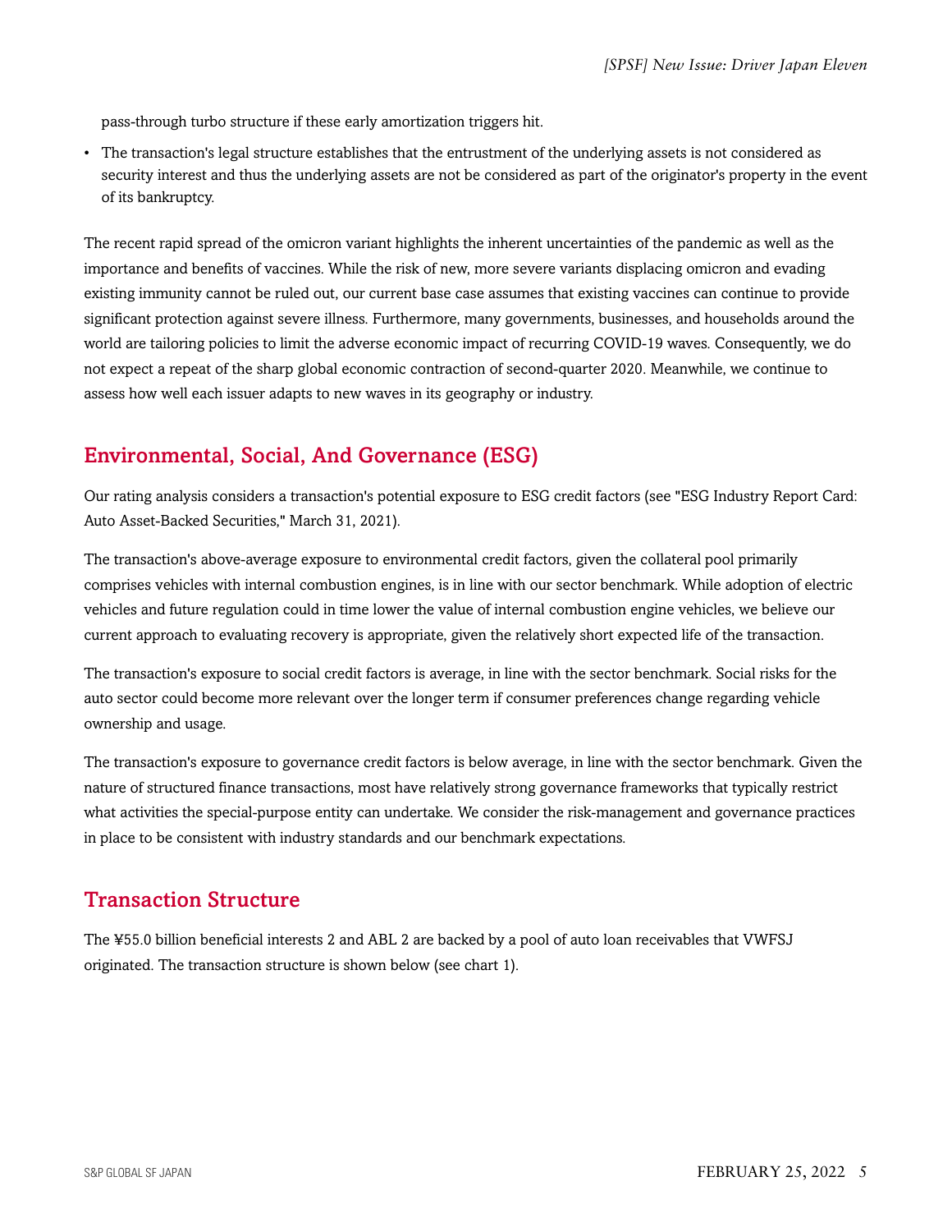pass-through turbo structure if these early amortization triggers hit.

- The transaction's legal structure establishes that the entrustment of the underlying assets is not considered as security interest and thus the underlying assets are not be considered as part of the originator's property in the event of its bankruptcy.

The recent rapid spread of the omicron variant highlights the inherent uncertainties of the pandemic as well as the importance and benefits of vaccines. While the risk of new, more severe variants displacing omicron and evading existing immunity cannot be ruled out, our current base case assumes that existing vaccines can continue to provide significant protection against severe illness. Furthermore, many governments, businesses, and households around the world are tailoring policies to limit the adverse economic impact of recurring COVID-19 waves. Consequently, we do not expect a repeat of the sharp global economic contraction of second-quarter 2020. Meanwhile, we continue to assess how well each issuer adapts to new waves in its geography or industry.

## Environmental, Social, And Governance (ESG)

Our rating analysis considers a transaction's potential exposure to ESG credit factors (see "ESG Industry Report Card: Auto Asset-Backed Securities," March 31, 2021).

The transaction's above-average exposure to environmental credit factors, given the collateral pool primarily comprises vehicles with internal combustion engines, is in line with our sector benchmark. While adoption of electric vehicles and future regulation could in time lower the value of internal combustion engine vehicles, we believe our current approach to evaluating recovery is appropriate, given the relatively short expected life of the transaction.

The transaction's exposure to social credit factors is average, in line with the sector benchmark. Social risks for the auto sector could become more relevant over the longer term if consumer preferences change regarding vehicle ownership and usage.

The transaction's exposure to governance credit factors is below average, in line with the sector benchmark. Given the nature of structured finance transactions, most have relatively strong governance frameworks that typically restrict what activities the special-purpose entity can undertake. We consider the risk-management and governance practices in place to be consistent with industry standards and our benchmark expectations.

## Transaction Structure

The ¥55.0 billion beneficial interests 2 and ABL 2 are backed by a pool of auto loan receivables that VWFSJ originated. The transaction structure is shown below (see chart 1).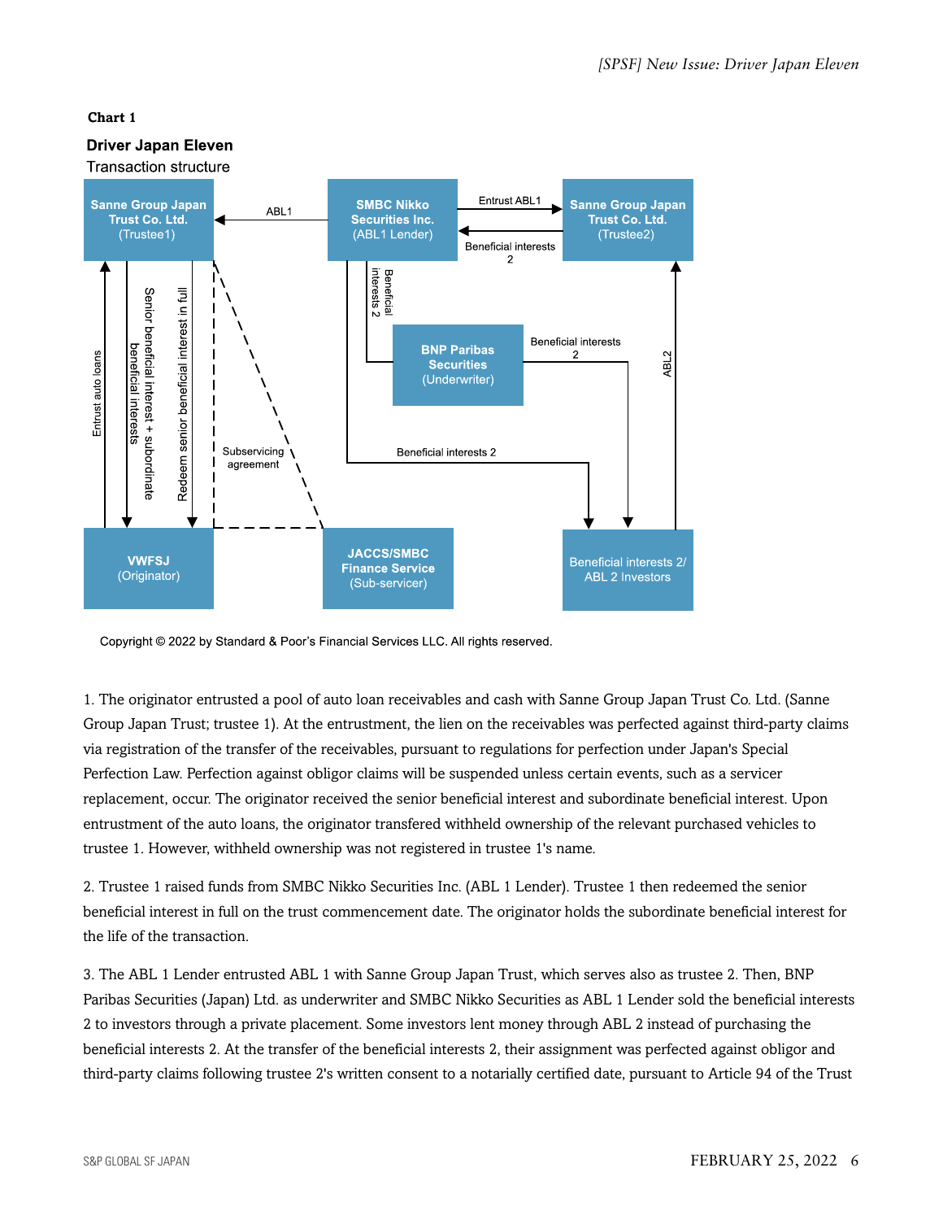**Chart 1**

**Driver Japan Eleven**

Transaction structure

Sanne Group Japan Trust Co. Ltd. (Trustee1)

SMBC Nikko Securities Inc. (ABL1 Lender)

Sanne Group Japan Trust Co. Ltd. (Trustee2)

ABL1

Entrust ABL1

Beneficial interests 2

BNP Paribas Securities (Underwriter)

Beneficial interests 2

Beneficial interests 2

Beneficial interests 2

ABL2

Entrust auto loans

Senior beneficial interest + subordinate beneficial interests

Redeem senior beneficial interest in full

Subservicing agreement

VWFSJ (Originator)

JACCS/SMBC Finance Service (Sub-servicer)

Beneficial interests 2/ ABL 2 Investors

Copyright © 2022 by Standard & Poor's Financial Services LLC. All rights reserved.

1. The originator entrusted a pool of auto loan receivables and cash with Sanne Group Japan Trust Co. Ltd. (Sanne Group Japan Trust; trustee 1). At the entrustment, the lien on the receivables was perfected against third-party claims via registration of the transfer of the receivables, pursuant to regulations for perfection under Japan's Special Perfection Law. Perfection against obligor claims will be suspended unless certain events, such as a servicer replacement, occur. The originator received the senior beneficial interest and subordinate beneficial interest. Upon entrustment of the auto loans, the originator transfered withheld ownership of the relevant purchased vehicles to trustee 1. However, withheld ownership was not registered in trustee 1's name.

2. Trustee 1 raised funds from SMBC Nikko Securities Inc. (ABL 1 Lender). Trustee 1 then redeemed the senior beneficial interest in full on the trust commencement date. The originator holds the subordinate beneficial interest for the life of the transaction.

3. The ABL 1 Lender entrusted ABL 1 with Sanne Group Japan Trust, which serves also as trustee 2. Then, BNP Paribas Securities (Japan) Ltd. as underwriter and SMBC Nikko Securities as ABL 1 Lender sold the beneficial interests 2 to investors through a private placement. Some investors lent money through ABL 2 instead of purchasing the beneficial interests 2. At the transfer of the beneficial interests 2, their assignment was perfected against obligor and third-party claims following trustee 2's written consent to a notarially certified date, pursuant to Article 94 of the Trust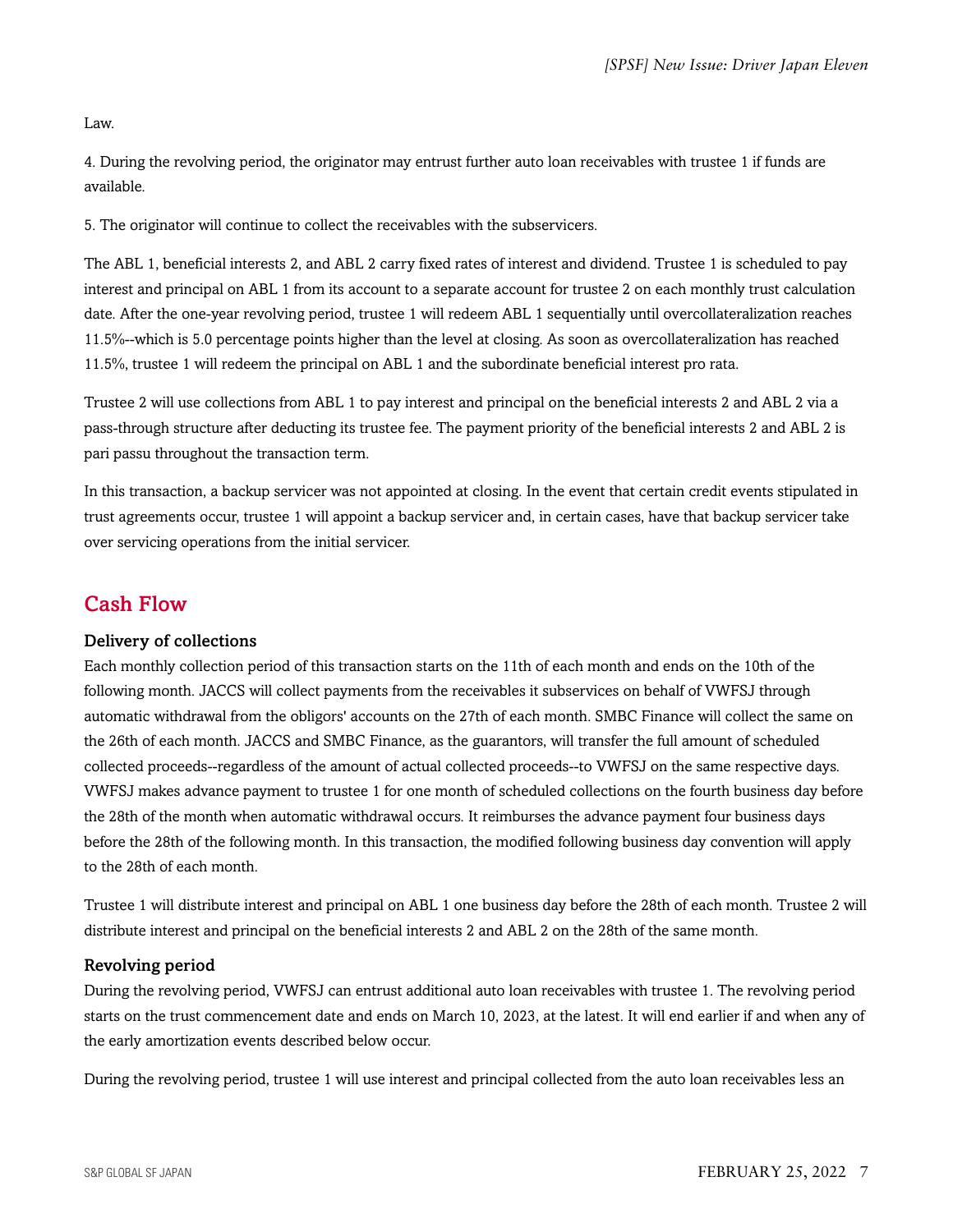Law.

4. During the revolving period, the originator may entrust further auto loan receivables with trustee 1 if funds are available.

5. The originator will continue to collect the receivables with the subservicers.

The ABL 1, beneficial interests 2, and ABL 2 carry fixed rates of interest and dividend. Trustee 1 is scheduled to pay interest and principal on ABL 1 from its account to a separate account for trustee 2 on each monthly trust calculation date. After the one-year revolving period, trustee 1 will redeem ABL 1 sequentially until overcollateralization reaches 11.5%--which is 5.0 percentage points higher than the level at closing. As soon as overcollateralization has reached 11.5%, trustee 1 will redeem the principal on ABL 1 and the subordinate beneficial interest pro rata.

Trustee 2 will use collections from ABL 1 to pay interest and principal on the beneficial interests 2 and ABL 2 via a pass-through structure after deducting its trustee fee. The payment priority of the beneficial interests 2 and ABL 2 is pari passu throughout the transaction term.

In this transaction, a backup servicer was not appointed at closing. In the event that certain credit events stipulated in trust agreements occur, trustee 1 will appoint a backup servicer and, in certain cases, have that backup servicer take over servicing operations from the initial servicer.

## Cash Flow

### Delivery of collections

Each monthly collection period of this transaction starts on the 11th of each month and ends on the 10th of the following month. JACCS will collect payments from the receivables it subservices on behalf of VWFSJ through automatic withdrawal from the obligors' accounts on the 27th of each month. SMBC Finance will collect the same on the 26th of each month. JACCS and SMBC Finance, as the guarantors, will transfer the full amount of scheduled collected proceeds--regardless of the amount of actual collected proceeds--to VWFSJ on the same respective days. VWFSJ makes advance payment to trustee 1 for one month of scheduled collections on the fourth business day before the 28th of the month when automatic withdrawal occurs. It reimburses the advance payment four business days before the 28th of the following month. In this transaction, the modified following business day convention will apply to the 28th of each month.

Trustee 1 will distribute interest and principal on ABL 1 one business day before the 28th of each month. Trustee 2 will distribute interest and principal on the beneficial interests 2 and ABL 2 on the 28th of the same month.

### Revolving period

During the revolving period, VWFSJ can entrust additional auto loan receivables with trustee 1. The revolving period starts on the trust commencement date and ends on March 10, 2023, at the latest. It will end earlier if and when any of the early amortization events described below occur.

During the revolving period, trustee 1 will use interest and principal collected from the auto loan receivables less an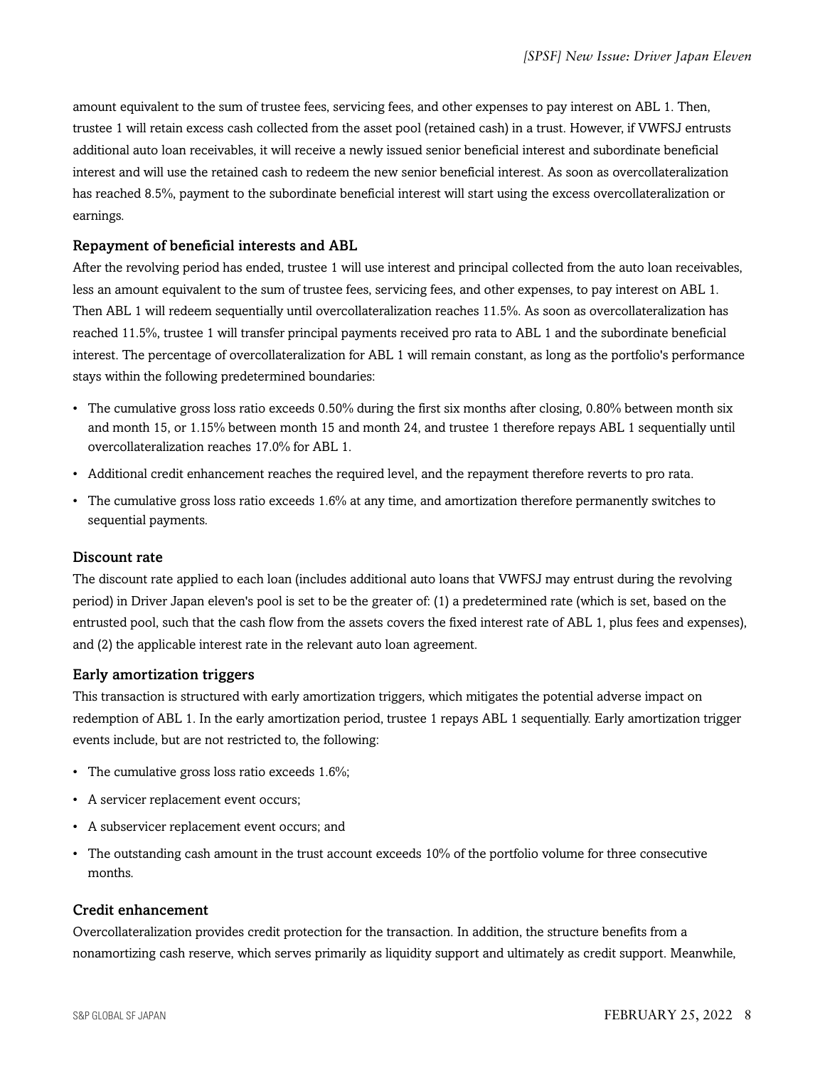amount equivalent to the sum of trustee fees, servicing fees, and other expenses to pay interest on ABL 1. Then, trustee 1 will retain excess cash collected from the asset pool (retained cash) in a trust. However, if VWFSJ entrusts additional auto loan receivables, it will receive a newly issued senior beneficial interest and subordinate beneficial interest and will use the retained cash to redeem the new senior beneficial interest. As soon as overcollateralization has reached 8.5%, payment to the subordinate beneficial interest will start using the excess overcollateralization or earnings.

### Repayment of beneficial interests and ABL

After the revolving period has ended, trustee 1 will use interest and principal collected from the auto loan receivables, less an amount equivalent to the sum of trustee fees, servicing fees, and other expenses, to pay interest on ABL 1. Then ABL 1 will redeem sequentially until overcollateralization reaches 11.5%. As soon as overcollateralization has reached 11.5%, trustee 1 will transfer principal payments received pro rata to ABL 1 and the subordinate beneficial interest. The percentage of overcollateralization for ABL 1 will remain constant, as long as the portfolio's performance stays within the following predetermined boundaries:

- The cumulative gross loss ratio exceeds 0.50% during the first six months after closing, 0.80% between month six and month 15, or 1.15% between month 15 and month 24, and trustee 1 therefore repays ABL 1 sequentially until overcollateralization reaches 17.0% for ABL 1.
- Additional credit enhancement reaches the required level, and the repayment therefore reverts to pro rata.
- The cumulative gross loss ratio exceeds 1.6% at any time, and amortization therefore permanently switches to sequential payments.

### Discount rate

The discount rate applied to each loan (includes additional auto loans that VWFSJ may entrust during the revolving period) in Driver Japan eleven's pool is set to be the greater of: (1) a predetermined rate (which is set, based on the entrusted pool, such that the cash flow from the assets covers the fixed interest rate of ABL 1, plus fees and expenses), and (2) the applicable interest rate in the relevant auto loan agreement.

### Early amortization triggers

This transaction is structured with early amortization triggers, which mitigates the potential adverse impact on redemption of ABL 1. In the early amortization period, trustee 1 repays ABL 1 sequentially. Early amortization trigger events include, but are not restricted to, the following:

- The cumulative gross loss ratio exceeds 1.6%;
- A servicer replacement event occurs;
- A subservicer replacement event occurs; and
- The outstanding cash amount in the trust account exceeds 10% of the portfolio volume for three consecutive months.

### Credit enhancement

Overcollateralization provides credit protection for the transaction. In addition, the structure benefits from a nonamortizing cash reserve, which serves primarily as liquidity support and ultimately as credit support. Meanwhile,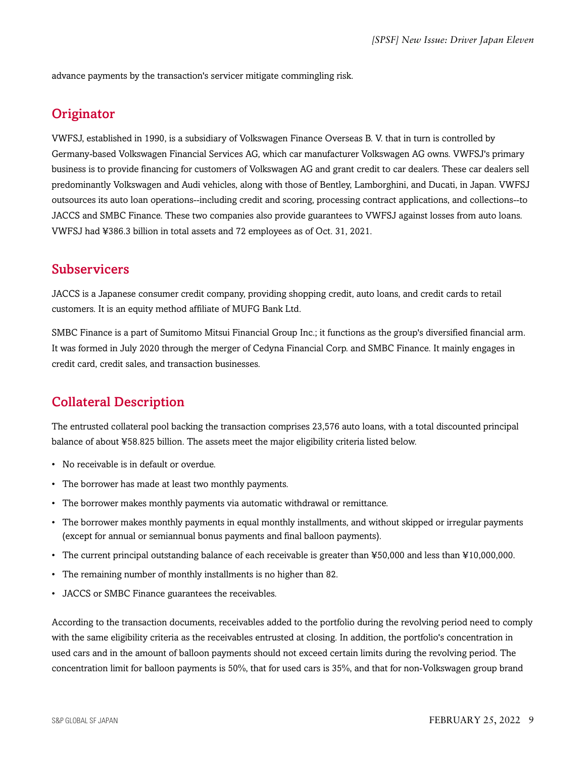advance payments by the transaction's servicer mitigate commingling risk.

## Originator

VWFSJ, established in 1990, is a subsidiary of Volkswagen Finance Overseas B. V. that in turn is controlled by Germany-based Volkswagen Financial Services AG, which car manufacturer Volkswagen AG owns. VWFSJ's primary business is to provide financing for customers of Volkswagen AG and grant credit to car dealers. These car dealers sell predominantly Volkswagen and Audi vehicles, along with those of Bentley, Lamborghini, and Ducati, in Japan. VWFSJ outsources its auto loan operations--including credit and scoring, processing contract applications, and collections--to JACCS and SMBC Finance. These two companies also provide guarantees to VWFSJ against losses from auto loans. VWFSJ had ¥386.3 billion in total assets and 72 employees as of Oct. 31, 2021.

## Subservicers

JACCS is a Japanese consumer credit company, providing shopping credit, auto loans, and credit cards to retail customers. It is an equity method affiliate of MUFG Bank Ltd.

SMBC Finance is a part of Sumitomo Mitsui Financial Group Inc.; it functions as the group's diversified financial arm. It was formed in July 2020 through the merger of Cedyna Financial Corp. and SMBC Finance. It mainly engages in credit card, credit sales, and transaction businesses.

## Collateral Description

The entrusted collateral pool backing the transaction comprises 23,576 auto loans, with a total discounted principal balance of about ¥58.825 billion. The assets meet the major eligibility criteria listed below.

- No receivable is in default or overdue.
- The borrower has made at least two monthly payments.
- The borrower makes monthly payments via automatic withdrawal or remittance.
- The borrower makes monthly payments in equal monthly installments, and without skipped or irregular payments (except for annual or semiannual bonus payments and final balloon payments).
- The current principal outstanding balance of each receivable is greater than ¥50,000 and less than ¥10,000,000.
- The remaining number of monthly installments is no higher than 82.
- JACCS or SMBC Finance guarantees the receivables.

According to the transaction documents, receivables added to the portfolio during the revolving period need to comply with the same eligibility criteria as the receivables entrusted at closing. In addition, the portfolio's concentration in used cars and in the amount of balloon payments should not exceed certain limits during the revolving period. The concentration limit for balloon payments is 50%, that for used cars is 35%, and that for non-Volkswagen group brand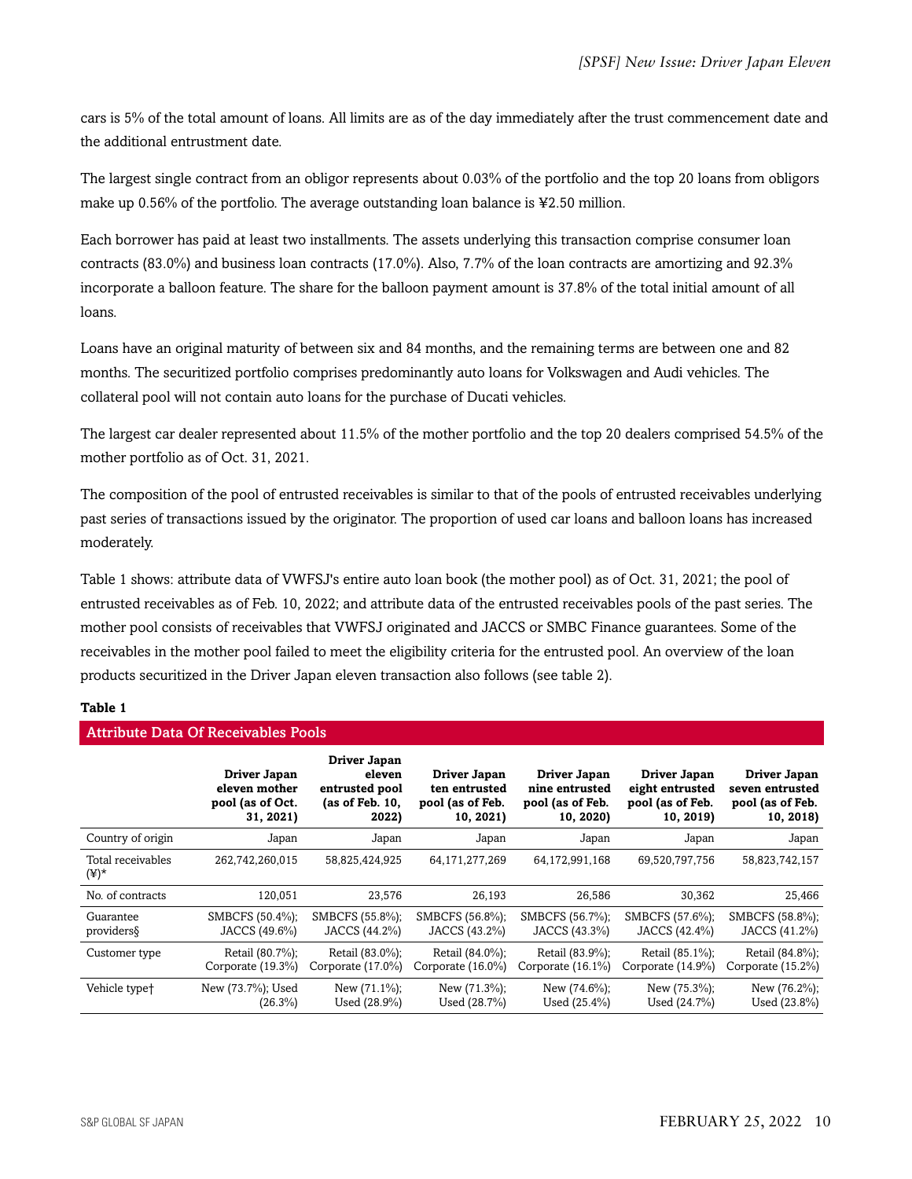cars is 5% of the total amount of loans. All limits are as of the day immediately after the trust commencement date and the additional entrustment date.

The largest single contract from an obligor represents about 0.03% of the portfolio and the top 20 loans from obligors make up 0.56% of the portfolio. The average outstanding loan balance is ¥2.50 million.

Each borrower has paid at least two installments. The assets underlying this transaction comprise consumer loan contracts (83.0%) and business loan contracts (17.0%). Also, 7.7% of the loan contracts are amortizing and 92.3% incorporate a balloon feature. The share for the balloon payment amount is 37.8% of the total initial amount of all loans.

Loans have an original maturity of between six and 84 months, and the remaining terms are between one and 82 months. The securitized portfolio comprises predominantly auto loans for Volkswagen and Audi vehicles. The collateral pool will not contain auto loans for the purchase of Ducati vehicles.

The largest car dealer represented about 11.5% of the mother portfolio and the top 20 dealers comprised 54.5% of the mother portfolio as of Oct. 31, 2021.

The composition of the pool of entrusted receivables is similar to that of the pools of entrusted receivables underlying past series of transactions issued by the originator. The proportion of used car loans and balloon loans has increased moderately.

Table 1 shows: attribute data of VWFSJ's entire auto loan book (the mother pool) as of Oct. 31, 2021; the pool of entrusted receivables as of Feb. 10, 2022; and attribute data of the entrusted receivables pools of the past series. The mother pool consists of receivables that VWFSJ originated and JACCS or SMBC Finance guarantees. Some of the receivables in the mother pool failed to meet the eligibility criteria for the entrusted pool. An overview of the loan products securitized in the Driver Japan eleven transaction also follows (see table 2).

**Table 1**

**Attribute Data Of Receivables Pools**

| | Driver Japan eleven mother pool (as of Oct. 31, 2021) | Driver Japan eleven entrusted pool (as of Feb. 10, 2022) | Driver Japan ten entrusted pool (as of Feb. 10, 2021) | Driver Japan nine entrusted pool (as of Feb. 10, 2020) | Driver Japan eight entrusted pool (as of Feb. 10, 2019) | Driver Japan seven entrusted pool (as of Feb. 10, 2018) |
|---|---|---|---|---|---|---|
| Country of origin | Japan | Japan | Japan | Japan | Japan | Japan |
| Total receivables (¥)* | 262,742,260,015 | 58,825,424,925 | 64,171,277,269 | 64,172,991,168 | 69,520,797,756 | 58,823,742,157 |
| No. of contracts | 120,051 | 23,576 | 26,193 | 26,586 | 30,362 | 25,466 |
| Guarantee providers§ | SMBCFS (50.4%); JACCS (49.6%) | SMBCFS (55.8%); JACCS (44.2%) | SMBCFS (56.8%); JACCS (43.2%) | SMBCFS (56.7%); JACCS (43.3%) | SMBCFS (57.6%); JACCS (42.4%) | SMBCFS (58.8%); JACCS (41.2%) |
| Customer type | Retail (80.7%); Corporate (19.3%) | Retail (83.0%); Corporate (17.0%) | Retail (84.0%); Corporate (16.0%) | Retail (83.9%); Corporate (16.1%) | Retail (85.1%); Corporate (14.9%) | Retail (84.8%); Corporate (15.2%) |
| Vehicle type† | New (73.7%); Used (26.3%) | New (71.1%); Used (28.9%) | New (71.3%); Used (28.7%) | New (74.6%); Used (25.4%) | New (75.3%); Used (24.7%) | New (76.2%); Used (23.8%) |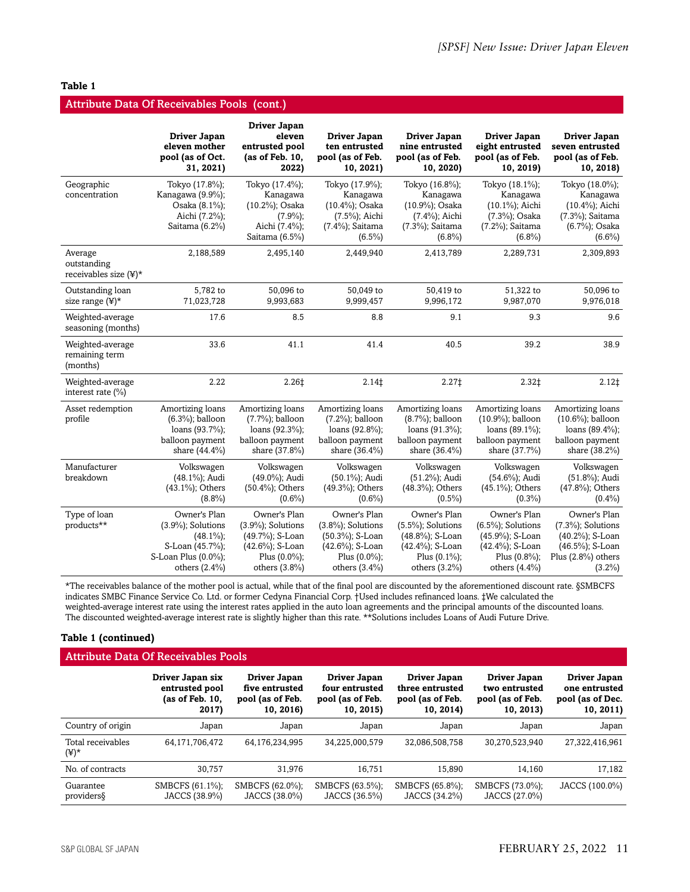**Table 1**

## Attribute Data Of Receivables Pools (cont.)

| | Driver Japan eleven mother pool (as of Oct. 31, 2021) | Driver Japan eleven entrusted pool (as of Feb. 10, 2022) | Driver Japan ten entrusted pool (as of Feb. 10, 2021) | Driver Japan nine entrusted pool (as of Feb. 10, 2020) | Driver Japan eight entrusted pool (as of Feb. 10, 2019) | Driver Japan seven entrusted pool (as of Feb. 10, 2018) |
|---|---|---|---|---|---|---|
| Geographic concentration | Tokyo (17.8%); Kanagawa (9.9%); Osaka (8.1%); Aichi (7.2%); Saitama (6.2%) | Tokyo (17.4%); Kanagawa (10.2%); Osaka (7.9%); Aichi (7.4%); Saitama (6.5%) | Tokyo (17.9%); Kanagawa (10.4%); Osaka (7.5%); Aichi (7.4%); Saitama (6.5%) | Tokyo (16.8%); Kanagawa (10.9%); Osaka (7.4%); Aichi (7.3%); Saitama (6.8%) | Tokyo (18.1%); Kanagawa (10.1%); Aichi (7.3%); Osaka (7.2%); Saitama (6.8%) | Tokyo (18.0%); Kanagawa (10.4%); Aichi (7.3%); Saitama (6.7%); Osaka (6.6%) |
| Average outstanding receivables size (¥)* | 2,188,589 | 2,495,140 | 2,449,940 | 2,413,789 | 2,289,731 | 2,309,893 |
| Outstanding loan size range (¥)* | 5,782 to 71,023,728 | 50,096 to 9,993,683 | 50,049 to 9,999,457 | 50,419 to 9,996,172 | 51,322 to 9,987,070 | 50,096 to 9,976,018 |
| Weighted-average seasoning (months) | 17.6 | 8.5 | 8.8 | 9.1 | 9.3 | 9.6 |
| Weighted-average remaining term (months) | 33.6 | 41.1 | 41.4 | 40.5 | 39.2 | 38.9 |
| Weighted-average interest rate (%) | 2.22 | 2.26‡ | 2.14‡ | 2.27‡ | 2.32‡ | 2.12‡ |
| Asset redemption profile | Amortizing loans (6.3%); balloon loans (93.7%); balloon payment share (44.4%) | Amortizing loans (7.7%); balloon loans (92.3%); balloon payment share (37.8%) | Amortizing loans (7.2%); balloon loans (92.8%); balloon payment share (36.4%) | Amortizing loans (8.7%); balloon loans (91.3%); balloon payment share (36.4%) | Amortizing loans (10.9%); balloon loans (89.1%); balloon payment share (37.7%) | Amortizing loans (10.6%); balloon loans (89.4%); balloon payment share (38.2%) |
| Manufacturer breakdown | Volkswagen (48.1%); Audi (43.1%); Others (8.8%) | Volkswagen (49.0%); Audi (50.4%); Others (0.6%) | Volkswagen (50.1%); Audi (49.3%); Others (0.6%) | Volkswagen (51.2%); Audi (48.3%); Others (0.5%) | Volkswagen (54.6%); Audi (45.1%); Others (0.3%) | Volkswagen (51.8%); Audi (47.8%); Others (0.4%) |
| Type of loan products** | Owner's Plan (3.9%); Solutions (48.1%); S-Loan (45.7%); S-Loan Plus (0.0%); others (2.4%) | Owner's Plan (3.9%); Solutions (49.7%); S-Loan (42.6%); S-Loan Plus (0.0%); others (3.8%) | Owner's Plan (3.8%); Solutions (50.3%); S-Loan (42.6%); S-Loan Plus (0.0%); others (3.4%) | Owner's Plan (5.5%); Solutions (48.8%); S-Loan (42.4%); S-Loan Plus (0.1%); others (3.2%) | Owner's Plan (6.5%); Solutions (45.9%); S-Loan (42.4%); S-Loan Plus (0.8%); others (4.4%) | Owner's Plan (7.3%); Solutions (40.2%); S-Loan (46.5%); S-Loan Plus (2.8%) others (3.2%) |

*The receivables balance of the mother pool is actual, while that of the final pool are discounted by the aforementioned discount rate. §SMBCFS indicates SMBC Finance Service Co. Ltd. or former Cedyna Financial Corp. †Used includes refinanced loans. ‡We calculated the weighted-average interest rate using the interest rates applied in the auto loan agreements and the principal amounts of the discounted loans. The discounted weighted-average interest rate is slightly higher than this rate. **Solutions includes Loans of Audi Future Drive.

**Table 1 (continued)**

## Attribute Data Of Receivables Pools

| | Driver Japan six entrusted pool (as of Feb. 10, 2017) | Driver Japan five entrusted pool (as of Feb. 10, 2016) | Driver Japan four entrusted pool (as of Feb. 10, 2015) | Driver Japan three entrusted pool (as of Feb. 10, 2014) | Driver Japan two entrusted pool (as of Feb. 10, 2013) | Driver Japan one entrusted pool (as of Dec. 10, 2011) |
|---|---|---|---|---|---|---|
| Country of origin | Japan | Japan | Japan | Japan | Japan | Japan |
| Total receivables (¥)* | 64,171,706,472 | 64,176,234,995 | 34,225,000,579 | 32,086,508,758 | 30,270,523,940 | 27,322,416,961 |
| No. of contracts | 30,757 | 31,976 | 16,751 | 15,890 | 14,160 | 17,182 |
| Guarantee providers§ | SMBCFS (61.1%); JACCS (38.9%) | SMBCFS (62.0%); JACCS (38.0%) | SMBCFS (63.5%); JACCS (36.5%) | SMBCFS (65.8%); JACCS (34.2%) | SMBCFS (73.0%); JACCS (27.0%) | JACCS (100.0%) |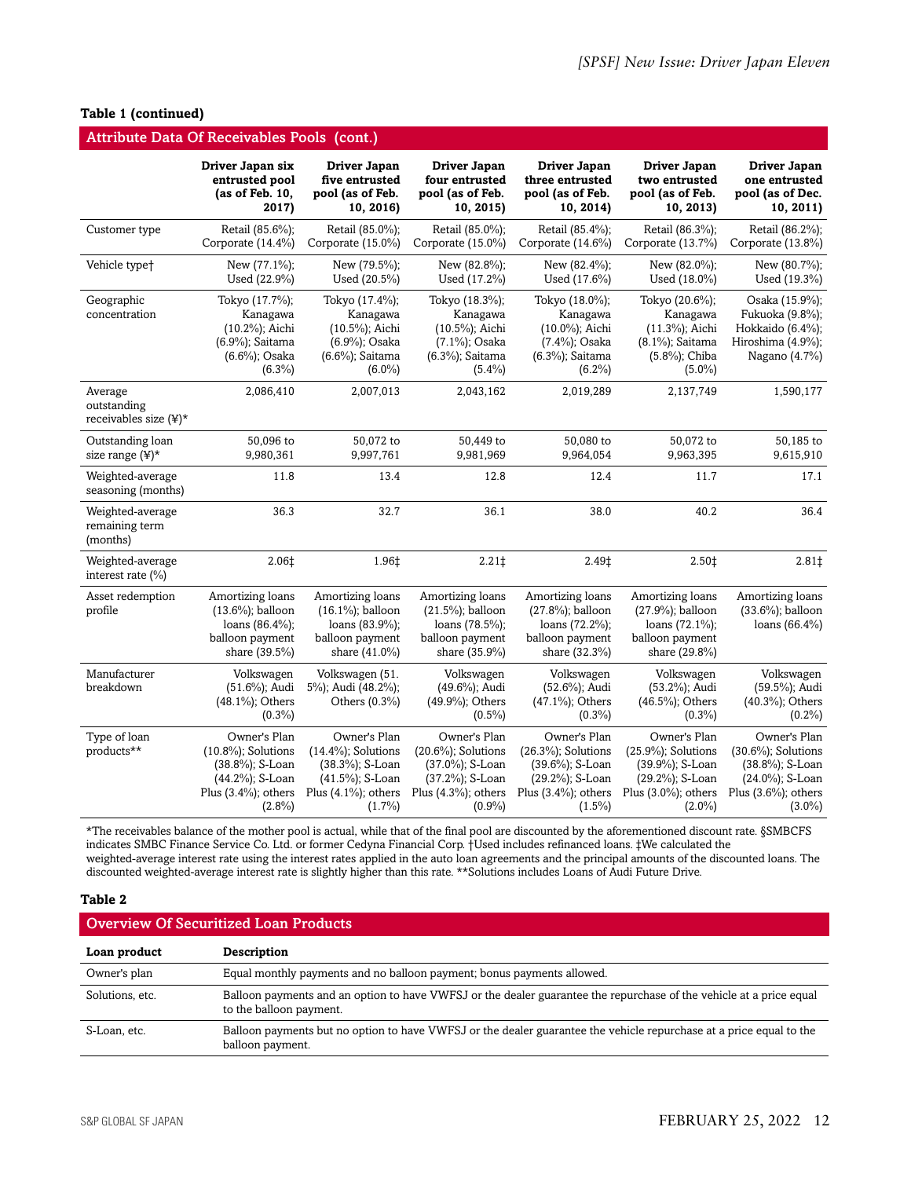**Table 1 (continued)**

| Attribute Data Of Receivables Pools (cont.) | | | | | | |
|---|---|---|---|---|---|---|
| | **Driver Japan six entrusted pool (as of Feb. 10, 2017)** | **Driver Japan five entrusted pool (as of Feb. 10, 2016)** | **Driver Japan four entrusted pool (as of Feb. 10, 2015)** | **Driver Japan three entrusted pool (as of Feb. 10, 2014)** | **Driver Japan two entrusted pool (as of Feb. 10, 2013)** | **Driver Japan one entrusted pool (as of Dec. 10, 2011)** |
| Customer type | Retail (85.6%); Corporate (14.4%) | Retail (85.0%); Corporate (15.0%) | Retail (85.0%); Corporate (15.0%) | Retail (85.4%); Corporate (14.6%) | Retail (86.3%); Corporate (13.7%) | Retail (86.2%); Corporate (13.8%) |
| Vehicle type† | New (77.1%); Used (22.9%) | New (79.5%); Used (20.5%) | New (82.8%); Used (17.2%) | New (82.4%); Used (17.6%) | New (82.0%); Used (18.0%) | New (80.7%); Used (19.3%) |
| Geographic concentration | Tokyo (17.7%); Kanagawa (10.2%); Aichi (6.9%); Saitama (6.6%); Osaka (6.3%) | Tokyo (17.4%); Kanagawa (10.5%); Aichi (6.9%); Osaka (6.6%); Saitama (6.0%) | Tokyo (18.3%); Kanagawa (10.5%); Aichi (7.1%); Osaka (6.3%); Saitama (5.4%) | Tokyo (18.0%); Kanagawa (10.0%); Aichi (7.4%); Osaka (6.3%); Saitama (6.2%) | Tokyo (20.6%); Kanagawa (11.3%); Aichi (8.1%); Saitama (5.8%); Chiba (5.0%) | Osaka (15.9%); Fukuoka (9.8%); Hokkaido (6.4%); Hiroshima (4.9%); Nagano (4.7%) |
| Average outstanding receivables size (¥)* | 2,086,410 | 2,007,013 | 2,043,162 | 2,019,289 | 2,137,749 | 1,590,177 |
| Outstanding loan size range (¥)* | 50,096 to 9,980,361 | 50,072 to 9,997,761 | 50,449 to 9,981,969 | 50,080 to 9,964,054 | 50,072 to 9,963,395 | 50,185 to 9,615,910 |
| Weighted-average seasoning (months) | 11.8 | 13.4 | 12.8 | 12.4 | 11.7 | 17.1 |
| Weighted-average remaining term (months) | 36.3 | 32.7 | 36.1 | 38.0 | 40.2 | 36.4 |
| Weighted-average interest rate (%) | 2.06‡ | 1.96‡ | 2.21‡ | 2.49‡ | 2.50‡ | 2.81‡ |
| Asset redemption profile | Amortizing loans (13.6%); balloon loans (86.4%); balloon payment share (39.5%) | Amortizing loans (16.1%); balloon loans (83.9%); balloon payment share (41.0%) | Amortizing loans (21.5%); balloon loans (78.5%); balloon payment share (35.9%) | Amortizing loans (27.8%); balloon loans (72.2%); balloon payment share (32.3%) | Amortizing loans (27.9%); balloon loans (72.1%); balloon payment share (29.8%) | Amortizing loans (33.6%); balloon loans (66.4%) |
| Manufacturer breakdown | Volkswagen (51.6%); Audi (48.1%); Others (0.3%) | Volkswagen (51. 5%); Audi (48.2%); Others (0.3%) | Volkswagen (49.6%); Audi (49.9%); Others (0.5%) | Volkswagen (52.6%); Audi (47.1%); Others (0.3%) | Volkswagen (53.2%); Audi (46.5%); Others (0.3%) | Volkswagen (59.5%); Audi (40.3%); Others (0.2%) |
| Type of loan products** | Owner's Plan (10.8%); Solutions (38.8%); S-Loan (44.2%); S-Loan Plus (3.4%); others (2.8%) | Owner's Plan (14.4%); Solutions (38.3%); S-Loan (41.5%); S-Loan Plus (4.1%); others (1.7%) | Owner's Plan (20.6%); Solutions (37.0%); S-Loan (37.2%); S-Loan Plus (4.3%); others (0.9%) | Owner's Plan (26.3%); Solutions (39.6%); S-Loan (29.2%); S-Loan Plus (3.4%); others (1.5%) | Owner's Plan (25.9%); Solutions (39.9%); S-Loan (29.2%); S-Loan Plus (3.0%); others (2.0%) | Owner's Plan (30.6%); Solutions (38.8%); S-Loan (24.0%); S-Loan Plus (3.6%); others (3.0%) |

*The receivables balance of the mother pool is actual, while that of the final pool are discounted by the aforementioned discount rate. §SMBCFS indicates SMBC Finance Service Co. Ltd. or former Cedyna Financial Corp. †Used includes refinanced loans. ‡We calculated the weighted-average interest rate using the interest rates applied in the auto loan agreements and the principal amounts of the discounted loans. The discounted weighted-average interest rate is slightly higher than this rate. **Solutions includes Loans of Audi Future Drive.

**Table 2**

| Overview Of Securitized Loan Products | |
|---|---|
| **Loan product** | **Description** |
| Owner's plan | Equal monthly payments and no balloon payment; bonus payments allowed. |
| Solutions, etc. | Balloon payments and an option to have VWFSJ or the dealer guarantee the repurchase of the vehicle at a price equal to the balloon payment. |
| S-Loan, etc. | Balloon payments but no option to have VWFSJ or the dealer guarantee the vehicle repurchase at a price equal to the balloon payment. |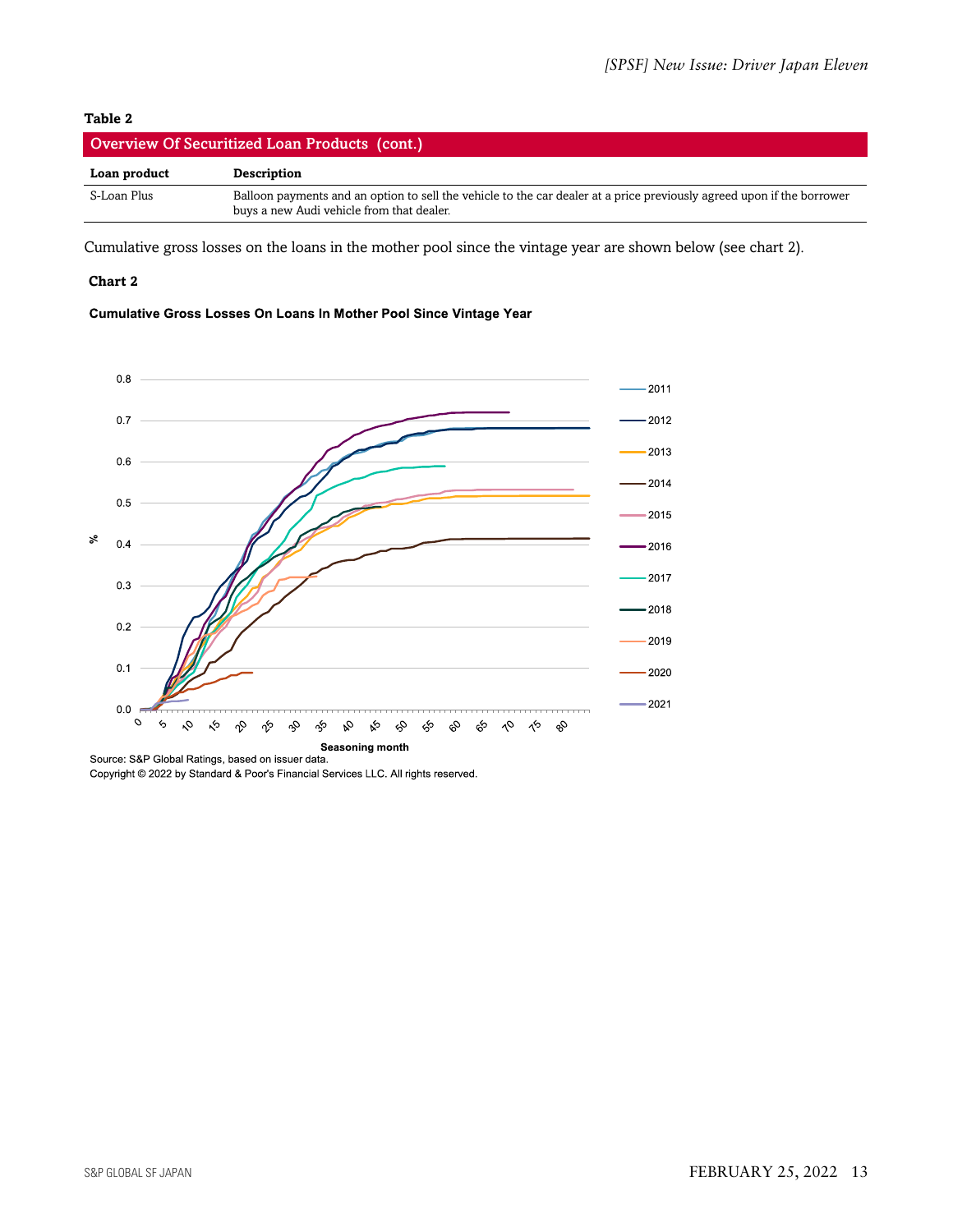**Table 2**

**Overview Of Securitized Loan Products (cont.)**

| Loan product | Description |
|---|---|
| S-Loan Plus | Balloon payments and an option to sell the vehicle to the car dealer at a price previously agreed upon if the borrower buys a new Audi vehicle from that dealer. |

Cumulative gross losses on the loans in the mother pool since the vintage year are shown below (see chart 2).

**Chart 2**

**Cumulative Gross Losses On Loans In Mother Pool Since Vintage Year**

0.8
0.7
0.6
0.5
0.4
0.3
0.2
0.1
0.0

%

0 5 10 15 20 25 30 35 40 45 50 55 60 65 70 75 80

Seasoning month

2011
2012
2013
2014
2015
2016
2017
2018
2019
2020
2021

Source: S&P Global Ratings, based on issuer data.

Copyright © 2022 by Standard & Poor's Financial Services LLC. All rights reserved.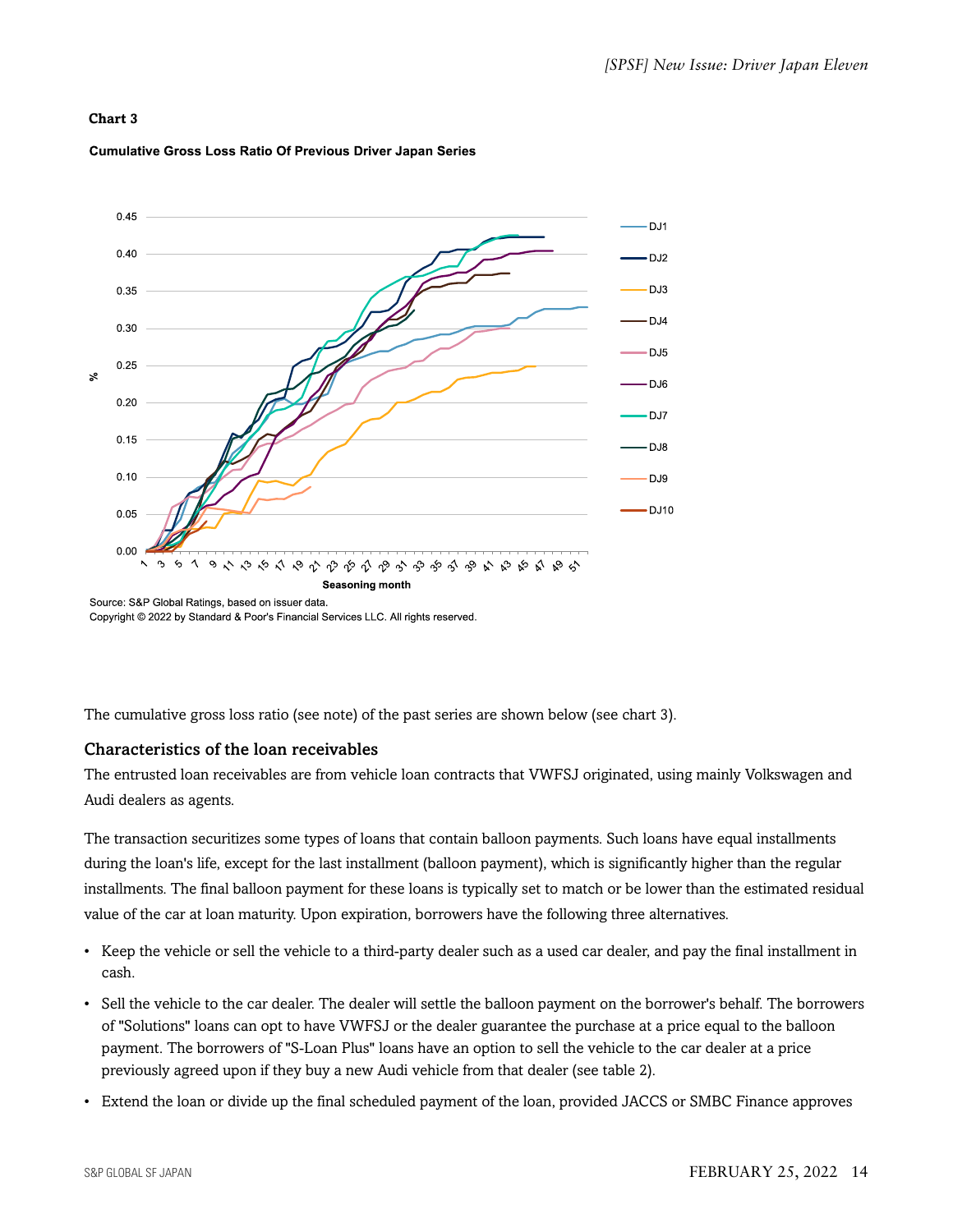**Chart 3**

**Cumulative Gross Loss Ratio Of Previous Driver Japan Series**

0.45
0.40
0.35
0.30
0.25
0.20
0.15
0.10
0.05
0.00

%

1 3 5 7 9 11 13 15 17 19 21 23 25 27 29 31 33 35 37 39 41 43 45 47 49 51

Seasoning month

DJ1
DJ2
DJ3
DJ4
DJ5
DJ6
DJ7
DJ8
DJ9
DJ10

Source: S&P Global Ratings, based on issuer data.
Copyright © 2022 by Standard & Poor's Financial Services LLC. All rights reserved.

The cumulative gross loss ratio (see note) of the past series are shown below (see chart 3).

## Characteristics of the loan receivables

The entrusted loan receivables are from vehicle loan contracts that VWFSJ originated, using mainly Volkswagen and Audi dealers as agents.

The transaction securitizes some types of loans that contain balloon payments. Such loans have equal installments during the loan's life, except for the last installment (balloon payment), which is significantly higher than the regular installments. The final balloon payment for these loans is typically set to match or be lower than the estimated residual value of the car at loan maturity. Upon expiration, borrowers have the following three alternatives.

- Keep the vehicle or sell the vehicle to a third-party dealer such as a used car dealer, and pay the final installment in cash.
- Sell the vehicle to the car dealer. The dealer will settle the balloon payment on the borrower's behalf. The borrowers of "Solutions" loans can opt to have VWFSJ or the dealer guarantee the purchase at a price equal to the balloon payment. The borrowers of "S-Loan Plus" loans have an option to sell the vehicle to the car dealer at a price previously agreed upon if they buy a new Audi vehicle from that dealer (see table 2).
- Extend the loan or divide up the final scheduled payment of the loan, provided JACCS or SMBC Finance approves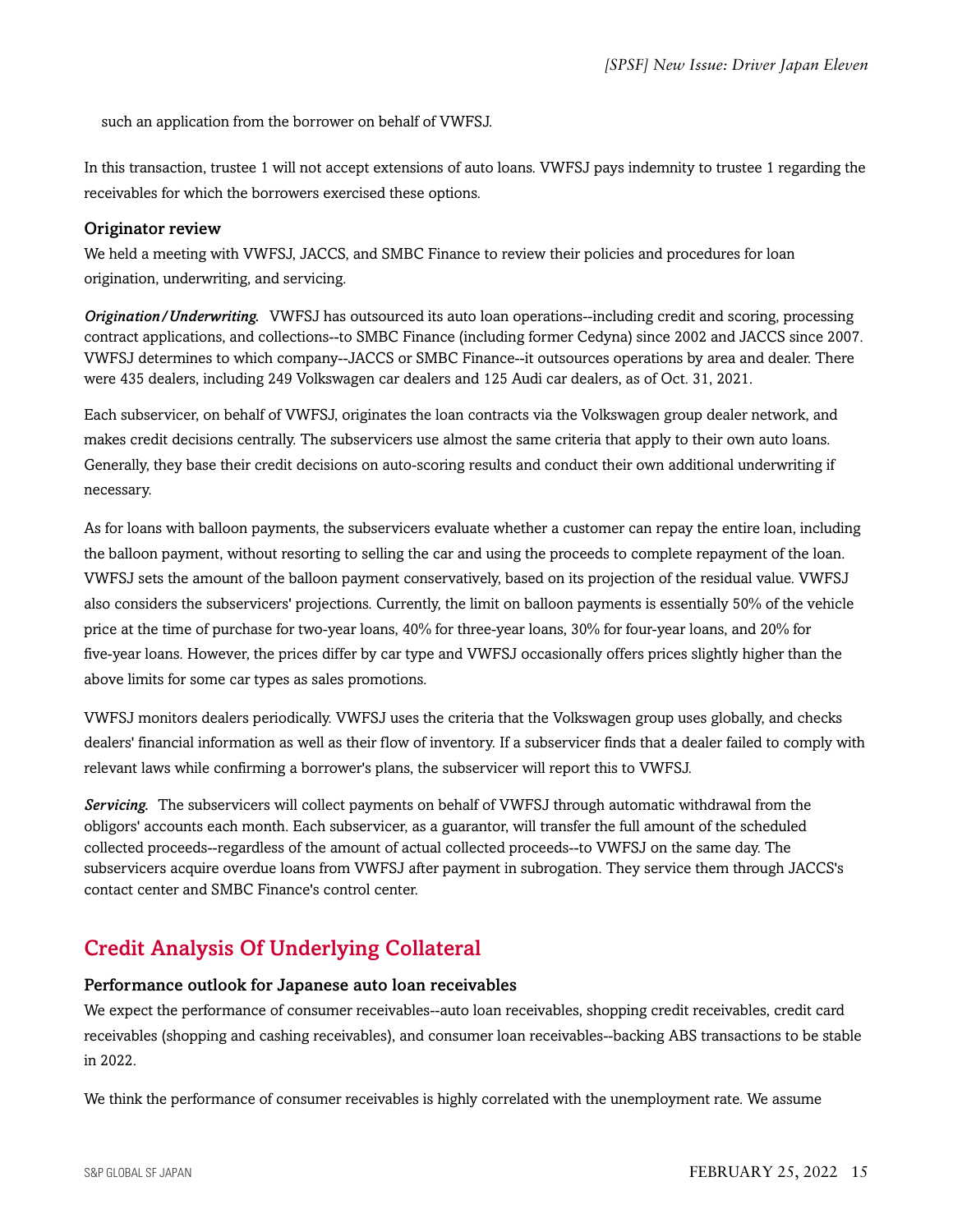such an application from the borrower on behalf of VWFSJ.

In this transaction, trustee 1 will not accept extensions of auto loans. VWFSJ pays indemnity to trustee 1 regarding the receivables for which the borrowers exercised these options.

### Originator review

We held a meeting with VWFSJ, JACCS, and SMBC Finance to review their policies and procedures for loan origination, underwriting, and servicing.

***Origination/Underwriting.*** VWFSJ has outsourced its auto loan operations--including credit and scoring, processing contract applications, and collections--to SMBC Finance (including former Cedyna) since 2002 and JACCS since 2007. VWFSJ determines to which company--JACCS or SMBC Finance--it outsources operations by area and dealer. There were 435 dealers, including 249 Volkswagen car dealers and 125 Audi car dealers, as of Oct. 31, 2021.

Each subservicer, on behalf of VWFSJ, originates the loan contracts via the Volkswagen group dealer network, and makes credit decisions centrally. The subservicers use almost the same criteria that apply to their own auto loans. Generally, they base their credit decisions on auto-scoring results and conduct their own additional underwriting if necessary.

As for loans with balloon payments, the subservicers evaluate whether a customer can repay the entire loan, including the balloon payment, without resorting to selling the car and using the proceeds to complete repayment of the loan. VWFSJ sets the amount of the balloon payment conservatively, based on its projection of the residual value. VWFSJ also considers the subservicers' projections. Currently, the limit on balloon payments is essentially 50% of the vehicle price at the time of purchase for two-year loans, 40% for three-year loans, 30% for four-year loans, and 20% for five-year loans. However, the prices differ by car type and VWFSJ occasionally offers prices slightly higher than the above limits for some car types as sales promotions.

VWFSJ monitors dealers periodically. VWFSJ uses the criteria that the Volkswagen group uses globally, and checks dealers' financial information as well as their flow of inventory. If a subservicer finds that a dealer failed to comply with relevant laws while confirming a borrower's plans, the subservicer will report this to VWFSJ.

***Servicing.*** The subservicers will collect payments on behalf of VWFSJ through automatic withdrawal from the obligors' accounts each month. Each subservicer, as a guarantor, will transfer the full amount of the scheduled collected proceeds--regardless of the amount of actual collected proceeds--to VWFSJ on the same day. The subservicers acquire overdue loans from VWFSJ after payment in subrogation. They service them through JACCS's contact center and SMBC Finance's control center.

## Credit Analysis Of Underlying Collateral

### Performance outlook for Japanese auto loan receivables

We expect the performance of consumer receivables--auto loan receivables, shopping credit receivables, credit card receivables (shopping and cashing receivables), and consumer loan receivables--backing ABS transactions to be stable in 2022.

We think the performance of consumer receivables is highly correlated with the unemployment rate. We assume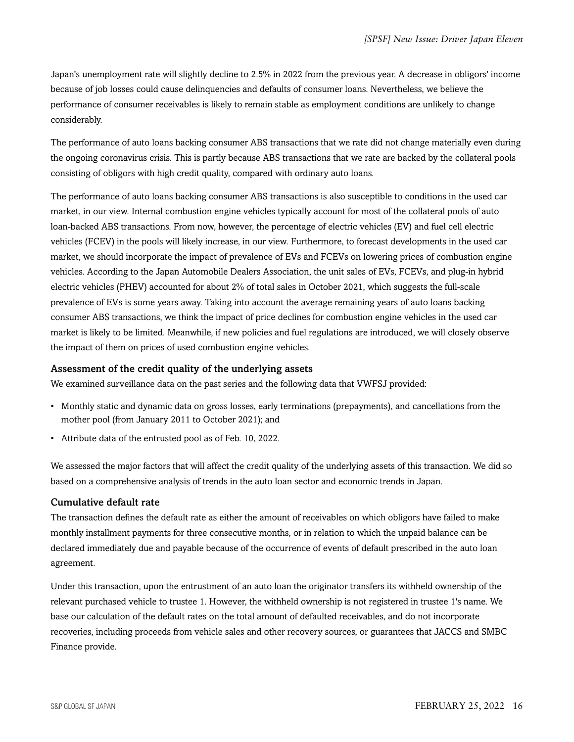Japan's unemployment rate will slightly decline to 2.5% in 2022 from the previous year. A decrease in obligors' income because of job losses could cause delinquencies and defaults of consumer loans. Nevertheless, we believe the performance of consumer receivables is likely to remain stable as employment conditions are unlikely to change considerably.

The performance of auto loans backing consumer ABS transactions that we rate did not change materially even during the ongoing coronavirus crisis. This is partly because ABS transactions that we rate are backed by the collateral pools consisting of obligors with high credit quality, compared with ordinary auto loans.

The performance of auto loans backing consumer ABS transactions is also susceptible to conditions in the used car market, in our view. Internal combustion engine vehicles typically account for most of the collateral pools of auto loan-backed ABS transactions. From now, however, the percentage of electric vehicles (EV) and fuel cell electric vehicles (FCEV) in the pools will likely increase, in our view. Furthermore, to forecast developments in the used car market, we should incorporate the impact of prevalence of EVs and FCEVs on lowering prices of combustion engine vehicles. According to the Japan Automobile Dealers Association, the unit sales of EVs, FCEVs, and plug-in hybrid electric vehicles (PHEV) accounted for about 2% of total sales in October 2021, which suggests the full-scale prevalence of EVs is some years away. Taking into account the average remaining years of auto loans backing consumer ABS transactions, we think the impact of price declines for combustion engine vehicles in the used car market is likely to be limited. Meanwhile, if new policies and fuel regulations are introduced, we will closely observe the impact of them on prices of used combustion engine vehicles.

### Assessment of the credit quality of the underlying assets

We examined surveillance data on the past series and the following data that VWFSJ provided:

- Monthly static and dynamic data on gross losses, early terminations (prepayments), and cancellations from the mother pool (from January 2011 to October 2021); and
- Attribute data of the entrusted pool as of Feb. 10, 2022.

We assessed the major factors that will affect the credit quality of the underlying assets of this transaction. We did so based on a comprehensive analysis of trends in the auto loan sector and economic trends in Japan.

### Cumulative default rate

The transaction defines the default rate as either the amount of receivables on which obligors have failed to make monthly installment payments for three consecutive months, or in relation to which the unpaid balance can be declared immediately due and payable because of the occurrence of events of default prescribed in the auto loan agreement.

Under this transaction, upon the entrustment of an auto loan the originator transfers its withheld ownership of the relevant purchased vehicle to trustee 1. However, the withheld ownership is not registered in trustee 1's name. We base our calculation of the default rates on the total amount of defaulted receivables, and do not incorporate recoveries, including proceeds from vehicle sales and other recovery sources, or guarantees that JACCS and SMBC Finance provide.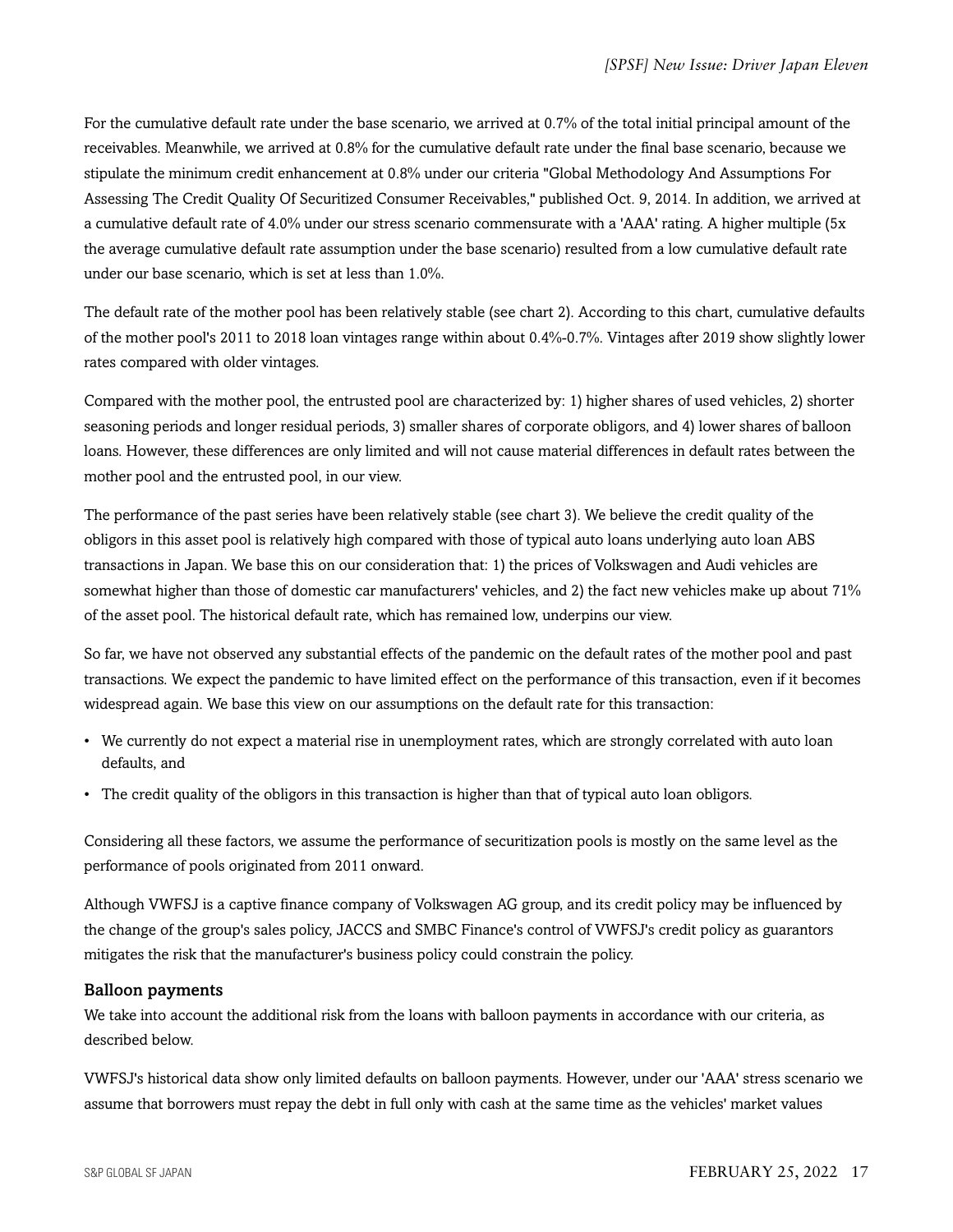For the cumulative default rate under the base scenario, we arrived at 0.7% of the total initial principal amount of the receivables. Meanwhile, we arrived at 0.8% for the cumulative default rate under the final base scenario, because we stipulate the minimum credit enhancement at 0.8% under our criteria "Global Methodology And Assumptions For Assessing The Credit Quality Of Securitized Consumer Receivables," published Oct. 9, 2014. In addition, we arrived at a cumulative default rate of 4.0% under our stress scenario commensurate with a 'AAA' rating. A higher multiple (5x the average cumulative default rate assumption under the base scenario) resulted from a low cumulative default rate under our base scenario, which is set at less than 1.0%.

The default rate of the mother pool has been relatively stable (see chart 2). According to this chart, cumulative defaults of the mother pool's 2011 to 2018 loan vintages range within about 0.4%-0.7%. Vintages after 2019 show slightly lower rates compared with older vintages.

Compared with the mother pool, the entrusted pool are characterized by: 1) higher shares of used vehicles, 2) shorter seasoning periods and longer residual periods, 3) smaller shares of corporate obligors, and 4) lower shares of balloon loans. However, these differences are only limited and will not cause material differences in default rates between the mother pool and the entrusted pool, in our view.

The performance of the past series have been relatively stable (see chart 3). We believe the credit quality of the obligors in this asset pool is relatively high compared with those of typical auto loans underlying auto loan ABS transactions in Japan. We base this on our consideration that: 1) the prices of Volkswagen and Audi vehicles are somewhat higher than those of domestic car manufacturers' vehicles, and 2) the fact new vehicles make up about 71% of the asset pool. The historical default rate, which has remained low, underpins our view.

So far, we have not observed any substantial effects of the pandemic on the default rates of the mother pool and past transactions. We expect the pandemic to have limited effect on the performance of this transaction, even if it becomes widespread again. We base this view on our assumptions on the default rate for this transaction:

- We currently do not expect a material rise in unemployment rates, which are strongly correlated with auto loan defaults, and
- The credit quality of the obligors in this transaction is higher than that of typical auto loan obligors.

Considering all these factors, we assume the performance of securitization pools is mostly on the same level as the performance of pools originated from 2011 onward.

Although VWFSJ is a captive finance company of Volkswagen AG group, and its credit policy may be influenced by the change of the group's sales policy, JACCS and SMBC Finance's control of VWFSJ's credit policy as guarantors mitigates the risk that the manufacturer's business policy could constrain the policy.

### Balloon payments

We take into account the additional risk from the loans with balloon payments in accordance with our criteria, as described below.

VWFSJ's historical data show only limited defaults on balloon payments. However, under our 'AAA' stress scenario we assume that borrowers must repay the debt in full only with cash at the same time as the vehicles' market values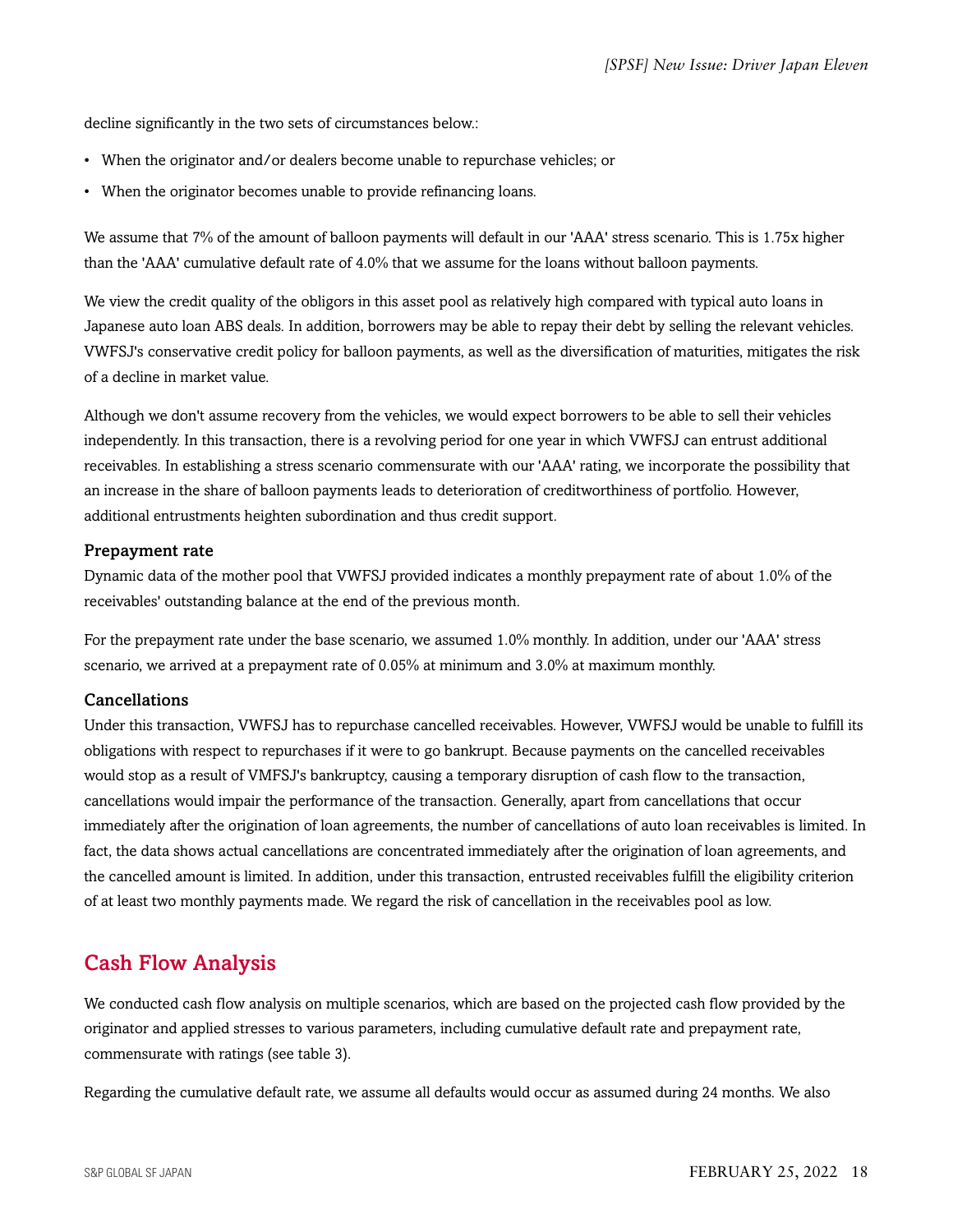decline significantly in the two sets of circumstances below.:

- When the originator and/or dealers become unable to repurchase vehicles; or
- When the originator becomes unable to provide refinancing loans.

We assume that 7% of the amount of balloon payments will default in our 'AAA' stress scenario. This is 1.75x higher than the 'AAA' cumulative default rate of 4.0% that we assume for the loans without balloon payments.

We view the credit quality of the obligors in this asset pool as relatively high compared with typical auto loans in Japanese auto loan ABS deals. In addition, borrowers may be able to repay their debt by selling the relevant vehicles. VWFSJ's conservative credit policy for balloon payments, as well as the diversification of maturities, mitigates the risk of a decline in market value.

Although we don't assume recovery from the vehicles, we would expect borrowers to be able to sell their vehicles independently. In this transaction, there is a revolving period for one year in which VWFSJ can entrust additional receivables. In establishing a stress scenario commensurate with our 'AAA' rating, we incorporate the possibility that an increase in the share of balloon payments leads to deterioration of creditworthiness of portfolio. However, additional entrustments heighten subordination and thus credit support.

### Prepayment rate

Dynamic data of the mother pool that VWFSJ provided indicates a monthly prepayment rate of about 1.0% of the receivables' outstanding balance at the end of the previous month.

For the prepayment rate under the base scenario, we assumed 1.0% monthly. In addition, under our 'AAA' stress scenario, we arrived at a prepayment rate of 0.05% at minimum and 3.0% at maximum monthly.

### Cancellations

Under this transaction, VWFSJ has to repurchase cancelled receivables. However, VWFSJ would be unable to fulfill its obligations with respect to repurchases if it were to go bankrupt. Because payments on the cancelled receivables would stop as a result of VMFSJ's bankruptcy, causing a temporary disruption of cash flow to the transaction, cancellations would impair the performance of the transaction. Generally, apart from cancellations that occur immediately after the origination of loan agreements, the number of cancellations of auto loan receivables is limited. In fact, the data shows actual cancellations are concentrated immediately after the origination of loan agreements, and the cancelled amount is limited. In addition, under this transaction, entrusted receivables fulfill the eligibility criterion of at least two monthly payments made. We regard the risk of cancellation in the receivables pool as low.

## Cash Flow Analysis

We conducted cash flow analysis on multiple scenarios, which are based on the projected cash flow provided by the originator and applied stresses to various parameters, including cumulative default rate and prepayment rate, commensurate with ratings (see table 3).

Regarding the cumulative default rate, we assume all defaults would occur as assumed during 24 months. We also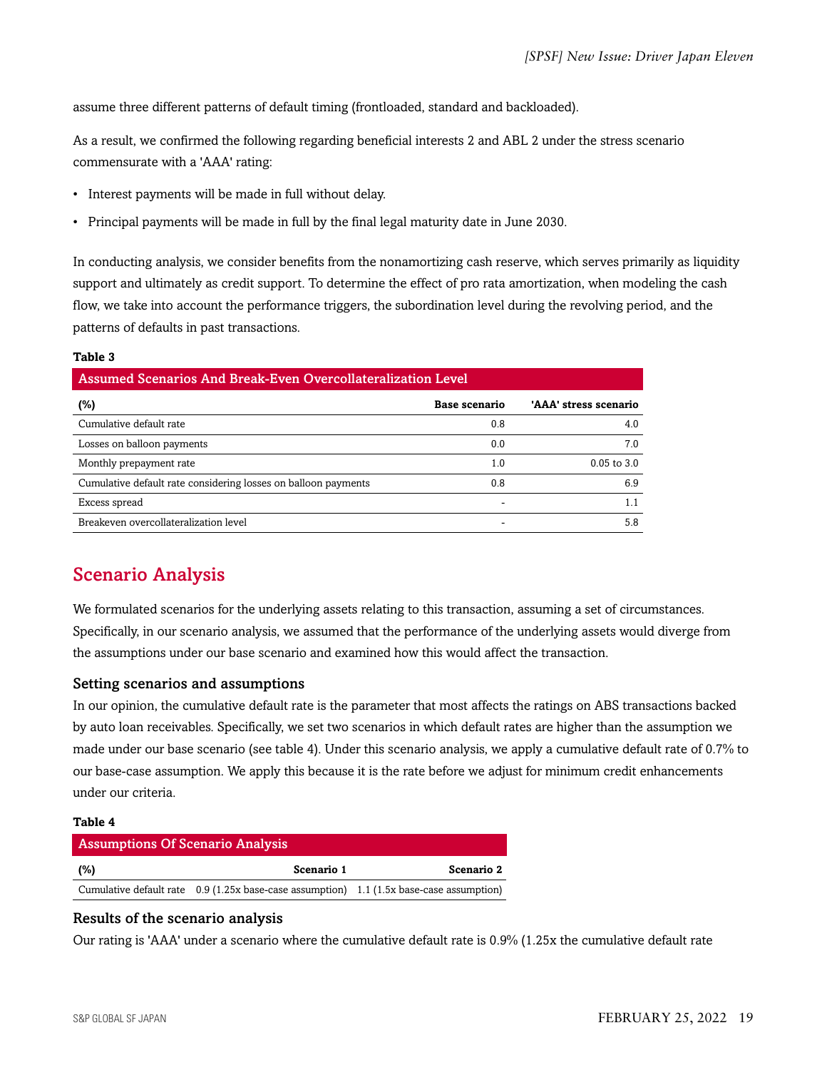assume three different patterns of default timing (frontloaded, standard and backloaded).

As a result, we confirmed the following regarding beneficial interests 2 and ABL 2 under the stress scenario commensurate with a 'AAA' rating:

- Interest payments will be made in full without delay.
- Principal payments will be made in full by the final legal maturity date in June 2030.

In conducting analysis, we consider benefits from the nonamortizing cash reserve, which serves primarily as liquidity support and ultimately as credit support. To determine the effect of pro rata amortization, when modeling the cash flow, we take into account the performance triggers, the subordination level during the revolving period, and the patterns of defaults in past transactions.

**Table 3**

**Assumed Scenarios And Break-Even Overcollateralization Level**

| (%) | Base scenario | 'AAA' stress scenario |
|---|---|---|
| Cumulative default rate | 0.8 | 4.0 |
| Losses on balloon payments | 0.0 | 7.0 |
| Monthly prepayment rate | 1.0 | 0.05 to 3.0 |
| Cumulative default rate considering losses on balloon payments | 0.8 | 6.9 |
| Excess spread | - | 1.1 |
| Breakeven overcollateralization level | - | 5.8 |

## Scenario Analysis

We formulated scenarios for the underlying assets relating to this transaction, assuming a set of circumstances. Specifically, in our scenario analysis, we assumed that the performance of the underlying assets would diverge from the assumptions under our base scenario and examined how this would affect the transaction.

### Setting scenarios and assumptions

In our opinion, the cumulative default rate is the parameter that most affects the ratings on ABS transactions backed by auto loan receivables. Specifically, we set two scenarios in which default rates are higher than the assumption we made under our base scenario (see table 4). Under this scenario analysis, we apply a cumulative default rate of 0.7% to our base-case assumption. We apply this because it is the rate before we adjust for minimum credit enhancements under our criteria.

**Table 4**

**Assumptions Of Scenario Analysis**

| (%) | Scenario 1 | Scenario 2 |
|---|---|---|
| Cumulative default rate | 0.9 (1.25x base-case assumption) | 1.1 (1.5x base-case assumption) |

### Results of the scenario analysis

Our rating is 'AAA' under a scenario where the cumulative default rate is 0.9% (1.25x the cumulative default rate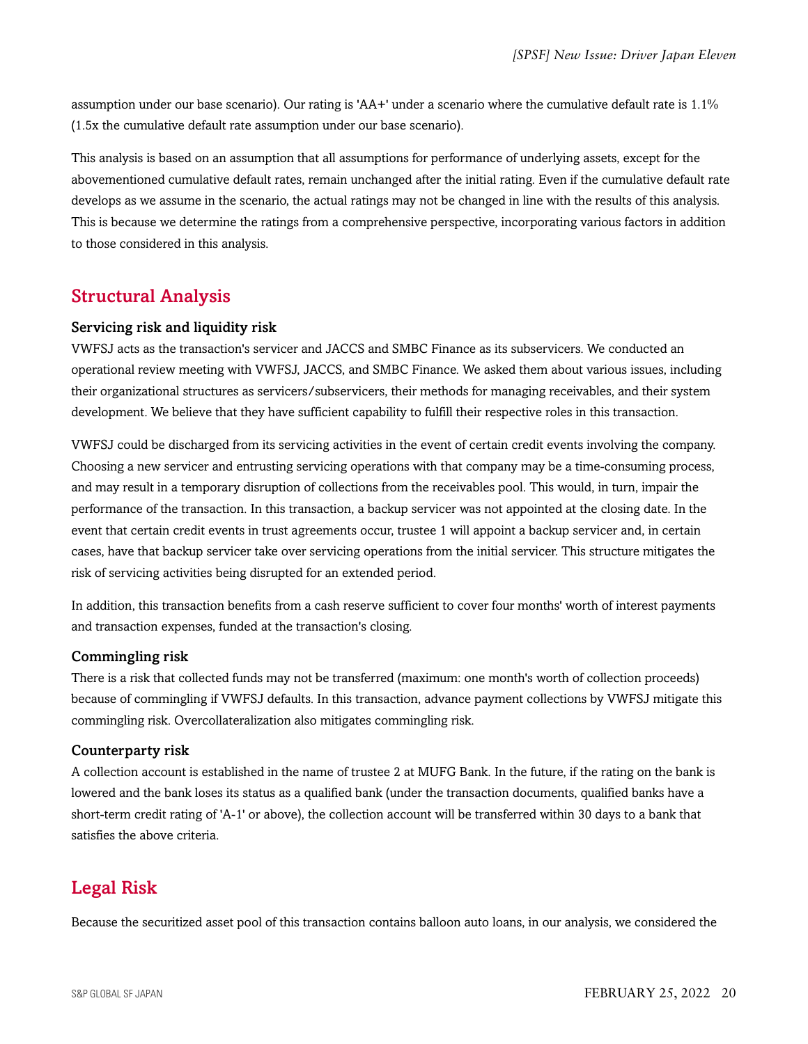assumption under our base scenario). Our rating is 'AA+' under a scenario where the cumulative default rate is 1.1% (1.5x the cumulative default rate assumption under our base scenario).

This analysis is based on an assumption that all assumptions for performance of underlying assets, except for the abovementioned cumulative default rates, remain unchanged after the initial rating. Even if the cumulative default rate develops as we assume in the scenario, the actual ratings may not be changed in line with the results of this analysis. This is because we determine the ratings from a comprehensive perspective, incorporating various factors in addition to those considered in this analysis.

## Structural Analysis

### Servicing risk and liquidity risk

VWFSJ acts as the transaction's servicer and JACCS and SMBC Finance as its subservicers. We conducted an operational review meeting with VWFSJ, JACCS, and SMBC Finance. We asked them about various issues, including their organizational structures as servicers/subservicers, their methods for managing receivables, and their system development. We believe that they have sufficient capability to fulfill their respective roles in this transaction.

VWFSJ could be discharged from its servicing activities in the event of certain credit events involving the company. Choosing a new servicer and entrusting servicing operations with that company may be a time-consuming process, and may result in a temporary disruption of collections from the receivables pool. This would, in turn, impair the performance of the transaction. In this transaction, a backup servicer was not appointed at the closing date. In the event that certain credit events in trust agreements occur, trustee 1 will appoint a backup servicer and, in certain cases, have that backup servicer take over servicing operations from the initial servicer. This structure mitigates the risk of servicing activities being disrupted for an extended period.

In addition, this transaction benefits from a cash reserve sufficient to cover four months' worth of interest payments and transaction expenses, funded at the transaction's closing.

### Commingling risk

There is a risk that collected funds may not be transferred (maximum: one month's worth of collection proceeds) because of commingling if VWFSJ defaults. In this transaction, advance payment collections by VWFSJ mitigate this commingling risk. Overcollateralization also mitigates commingling risk.

### Counterparty risk

A collection account is established in the name of trustee 2 at MUFG Bank. In the future, if the rating on the bank is lowered and the bank loses its status as a qualified bank (under the transaction documents, qualified banks have a short-term credit rating of 'A-1' or above), the collection account will be transferred within 30 days to a bank that satisfies the above criteria.

## Legal Risk

Because the securitized asset pool of this transaction contains balloon auto loans, in our analysis, we considered the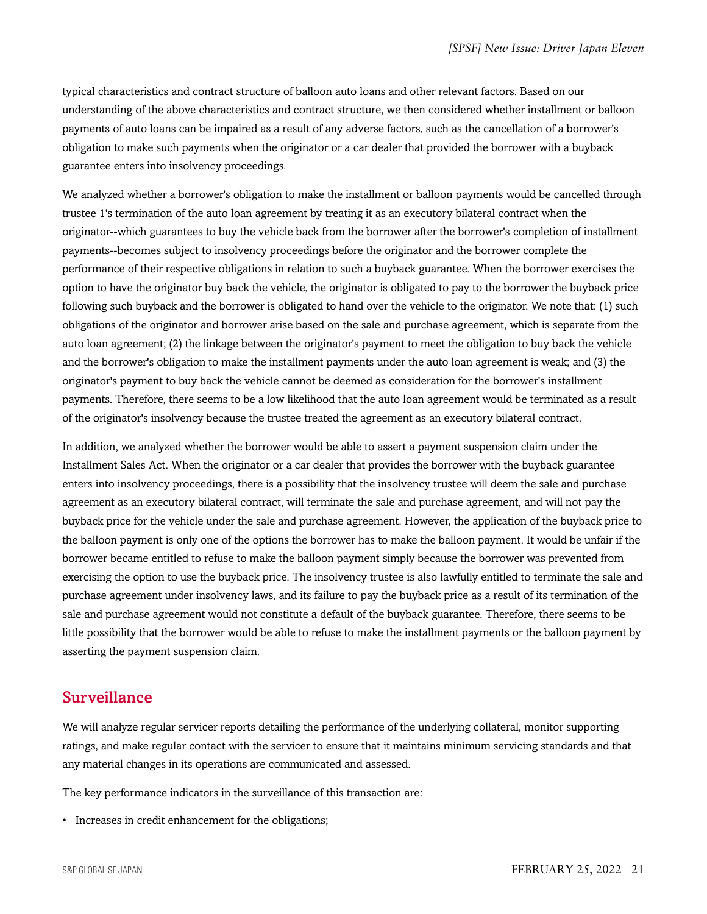typical characteristics and contract structure of balloon auto loans and other relevant factors. Based on our understanding of the above characteristics and contract structure, we then considered whether installment or balloon payments of auto loans can be impaired as a result of any adverse factors, such as the cancellation of a borrower's obligation to make such payments when the originator or a car dealer that provided the borrower with a buyback guarantee enters into insolvency proceedings.

We analyzed whether a borrower's obligation to make the installment or balloon payments would be cancelled through trustee 1's termination of the auto loan agreement by treating it as an executory bilateral contract when the originator--which guarantees to buy the vehicle back from the borrower after the borrower's completion of installment payments--becomes subject to insolvency proceedings before the originator and the borrower complete the performance of their respective obligations in relation to such a buyback guarantee. When the borrower exercises the option to have the originator buy back the vehicle, the originator is obligated to pay to the borrower the buyback price following such buyback and the borrower is obligated to hand over the vehicle to the originator. We note that: (1) such obligations of the originator and borrower arise based on the sale and purchase agreement, which is separate from the auto loan agreement; (2) the linkage between the originator's payment to meet the obligation to buy back the vehicle and the borrower's obligation to make the installment payments under the auto loan agreement is weak; and (3) the originator's payment to buy back the vehicle cannot be deemed as consideration for the borrower's installment payments. Therefore, there seems to be a low likelihood that the auto loan agreement would be terminated as a result of the originator's insolvency because the trustee treated the agreement as an executory bilateral contract.

In addition, we analyzed whether the borrower would be able to assert a payment suspension claim under the Installment Sales Act. When the originator or a car dealer that provides the borrower with the buyback guarantee enters into insolvency proceedings, there is a possibility that the insolvency trustee will deem the sale and purchase agreement as an executory bilateral contract, will terminate the sale and purchase agreement, and will not pay the buyback price for the vehicle under the sale and purchase agreement. However, the application of the buyback price to the balloon payment is only one of the options the borrower has to make the balloon payment. It would be unfair if the borrower became entitled to refuse to make the balloon payment simply because the borrower was prevented from exercising the option to use the buyback price. The insolvency trustee is also lawfully entitled to terminate the sale and purchase agreement under insolvency laws, and its failure to pay the buyback price as a result of its termination of the sale and purchase agreement would not constitute a default of the buyback guarantee. Therefore, there seems to be little possibility that the borrower would be able to refuse to make the installment payments or the balloon payment by asserting the payment suspension claim.

## Surveillance

We will analyze regular servicer reports detailing the performance of the underlying collateral, monitor supporting ratings, and make regular contact with the servicer to ensure that it maintains minimum servicing standards and that any material changes in its operations are communicated and assessed.

The key performance indicators in the surveillance of this transaction are:

- Increases in credit enhancement for the obligations;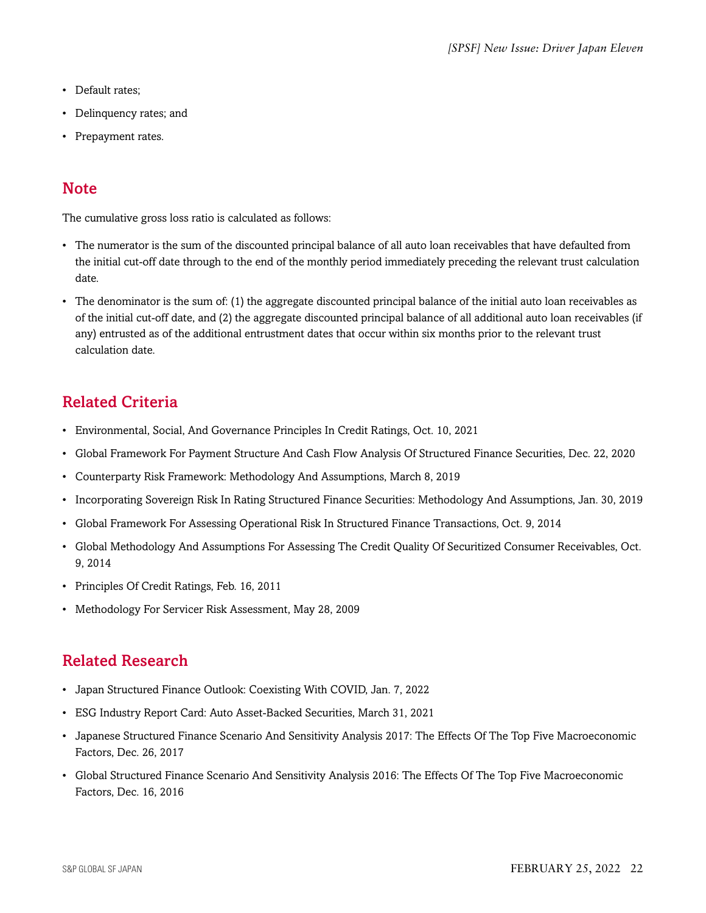- Default rates;
- Delinquency rates; and
- Prepayment rates.

## Note

The cumulative gross loss ratio is calculated as follows:

- The numerator is the sum of the discounted principal balance of all auto loan receivables that have defaulted from the initial cut-off date through to the end of the monthly period immediately preceding the relevant trust calculation date.
- The denominator is the sum of: (1) the aggregate discounted principal balance of the initial auto loan receivables as of the initial cut-off date, and (2) the aggregate discounted principal balance of all additional auto loan receivables (if any) entrusted as of the additional entrustment dates that occur within six months prior to the relevant trust calculation date.

## Related Criteria

- Environmental, Social, And Governance Principles In Credit Ratings, Oct. 10, 2021
- Global Framework For Payment Structure And Cash Flow Analysis Of Structured Finance Securities, Dec. 22, 2020
- Counterparty Risk Framework: Methodology And Assumptions, March 8, 2019
- Incorporating Sovereign Risk In Rating Structured Finance Securities: Methodology And Assumptions, Jan. 30, 2019
- Global Framework For Assessing Operational Risk In Structured Finance Transactions, Oct. 9, 2014
- Global Methodology And Assumptions For Assessing The Credit Quality Of Securitized Consumer Receivables, Oct. 9, 2014
- Principles Of Credit Ratings, Feb. 16, 2011
- Methodology For Servicer Risk Assessment, May 28, 2009

## Related Research

- Japan Structured Finance Outlook: Coexisting With COVID, Jan. 7, 2022
- ESG Industry Report Card: Auto Asset-Backed Securities, March 31, 2021
- Japanese Structured Finance Scenario And Sensitivity Analysis 2017: The Effects Of The Top Five Macroeconomic Factors, Dec. 26, 2017
- Global Structured Finance Scenario And Sensitivity Analysis 2016: The Effects Of The Top Five Macroeconomic Factors, Dec. 16, 2016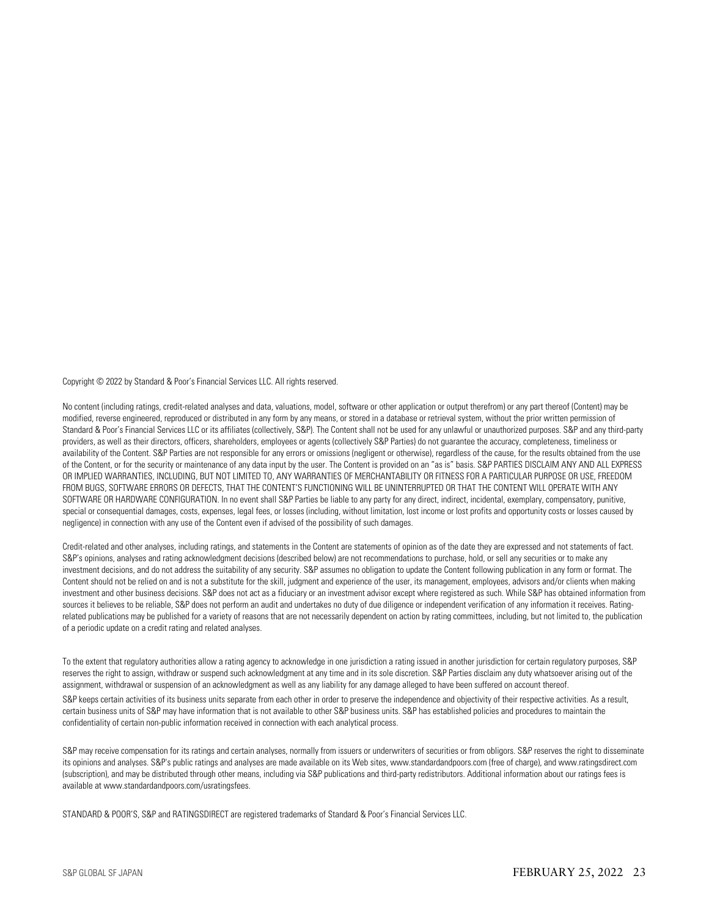Copyright © 2022 by Standard & Poor's Financial Services LLC. All rights reserved.

No content (including ratings, credit-related analyses and data, valuations, model, software or other application or output therefrom) or any part thereof (Content) may be modified, reverse engineered, reproduced or distributed in any form by any means, or stored in a database or retrieval system, without the prior written permission of Standard & Poor's Financial Services LLC or its affiliates (collectively, S&P). The Content shall not be used for any unlawful or unauthorized purposes. S&P and any third-party providers, as well as their directors, officers, shareholders, employees or agents (collectively S&P Parties) do not guarantee the accuracy, completeness, timeliness or availability of the Content. S&P Parties are not responsible for any errors or omissions (negligent or otherwise), regardless of the cause, for the results obtained from the use of the Content, or for the security or maintenance of any data input by the user. The Content is provided on an "as is" basis. S&P PARTIES DISCLAIM ANY AND ALL EXPRESS OR IMPLIED WARRANTIES, INCLUDING, BUT NOT LIMITED TO, ANY WARRANTIES OF MERCHANTABILITY OR FITNESS FOR A PARTICULAR PURPOSE OR USE, FREEDOM FROM BUGS, SOFTWARE ERRORS OR DEFECTS, THAT THE CONTENT'S FUNCTIONING WILL BE UNINTERRUPTED OR THAT THE CONTENT WILL OPERATE WITH ANY SOFTWARE OR HARDWARE CONFIGURATION. In no event shall S&P Parties be liable to any party for any direct, indirect, incidental, exemplary, compensatory, punitive, special or consequential damages, costs, expenses, legal fees, or losses (including, without limitation, lost income or lost profits and opportunity costs or losses caused by negligence) in connection with any use of the Content even if advised of the possibility of such damages.

Credit-related and other analyses, including ratings, and statements in the Content are statements of opinion as of the date they are expressed and not statements of fact. S&P's opinions, analyses and rating acknowledgment decisions (described below) are not recommendations to purchase, hold, or sell any securities or to make any investment decisions, and do not address the suitability of any security. S&P assumes no obligation to update the Content following publication in any form or format. The Content should not be relied on and is not a substitute for the skill, judgment and experience of the user, its management, employees, advisors and/or clients when making investment and other business decisions. S&P does not act as a fiduciary or an investment advisor except where registered as such. While S&P has obtained information from sources it believes to be reliable, S&P does not perform an audit and undertakes no duty of due diligence or independent verification of any information it receives. Rating-related publications may be published for a variety of reasons that are not necessarily dependent on action by rating committees, including, but not limited to, the publication of a periodic update on a credit rating and related analyses.

To the extent that regulatory authorities allow a rating agency to acknowledge in one jurisdiction a rating issued in another jurisdiction for certain regulatory purposes, S&P reserves the right to assign, withdraw or suspend such acknowledgment at any time and in its sole discretion. S&P Parties disclaim any duty whatsoever arising out of the assignment, withdrawal or suspension of an acknowledgment as well as any liability for any damage alleged to have been suffered on account thereof.

S&P keeps certain activities of its business units separate from each other in order to preserve the independence and objectivity of their respective activities. As a result, certain business units of S&P may have information that is not available to other S&P business units. S&P has established policies and procedures to maintain the confidentiality of certain non-public information received in connection with each analytical process.

S&P may receive compensation for its ratings and certain analyses, normally from issuers or underwriters of securities or from obligors. S&P reserves the right to disseminate its opinions and analyses. S&P's public ratings and analyses are made available on its Web sites, www.standardandpoors.com (free of charge), and www.ratingsdirect.com (subscription), and may be distributed through other means, including via S&P publications and third-party redistributors. Additional information about our ratings fees is available at www.standardandpoors.com/usratingsfees.

STANDARD & POOR'S, S&P and RATINGSDIRECT are registered trademarks of Standard & Poor's Financial Services LLC.